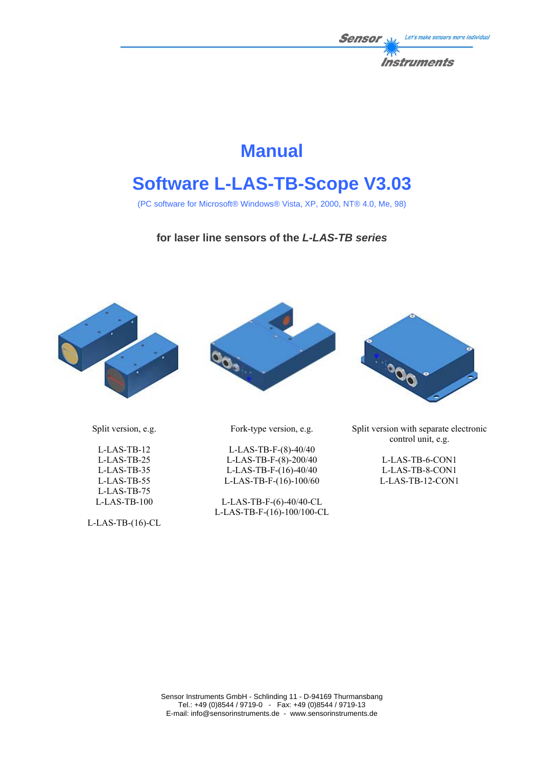Sensor Instruments — Let's make sensors more individual

# Manual

# Software L-LAS-TB-Scope V3.03

(PC software for Microsoft® Windows® Vista, XP, 2000, NT® 4.0, Me, 98)

**for laser line sensors of the *L-LAS-TB series***

Split version, e.g.

L-LAS-TB-12
L-LAS-TB-25
L-LAS-TB-35
L-LAS-TB-55
L-LAS-TB-75
L-LAS-TB-100

L-LAS-TB-(16)-CL

Fork-type version, e.g.

L-LAS-TB-F-(8)-40/40
L-LAS-TB-F-(8)-200/40
L-LAS-TB-F-(16)-40/40
L-LAS-TB-F-(16)-100/60

L-LAS-TB-F-(6)-40/40-CL
L-LAS-TB-F-(16)-100/100-CL

Split version with separate electronic control unit, e.g.

L-LAS-TB-6-CON1
L-LAS-TB-8-CON1
L-LAS-TB-12-CON1

Sensor Instruments GmbH - Schlinding 11 - D-94169 Thurmansbang
Tel.: +49 (0)8544 / 9719-0 - Fax: +49 (0)8544 / 9719-13
E-mail: info@sensorinstruments.de - www.sensorinstruments.de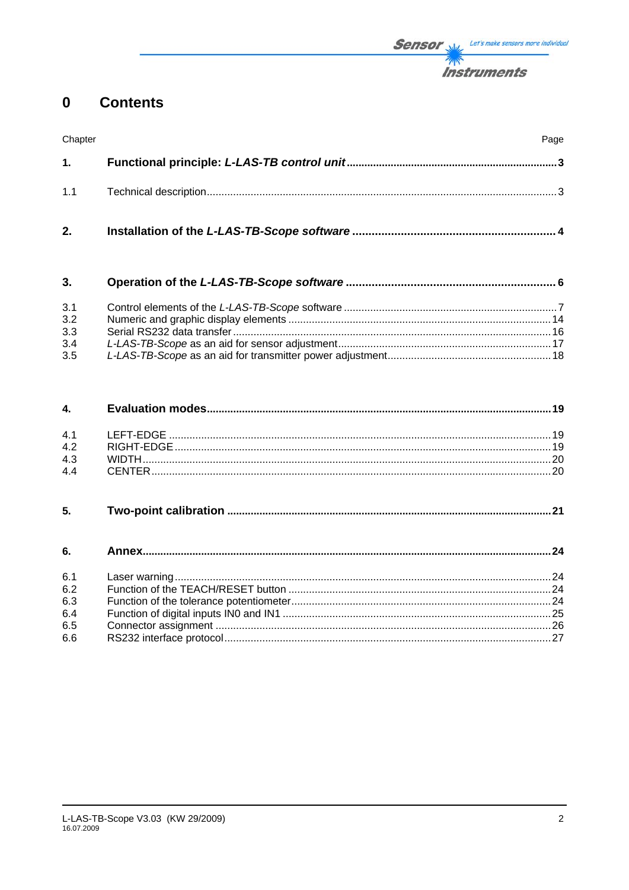# 0 Contents

| Chapter | | Page |
|---|---|---|
| **1.** | **Functional principle: *L-LAS-TB control unit*** | **3** |
| 1.1 | Technical description | 3 |
| **2.** | **Installation of the *L-LAS-TB-Scope software*** | **4** |
| **3.** | **Operation of the *L-LAS-TB-Scope software*** | **6** |
| 3.1 | Control elements of the *L-LAS-TB-Scope* software | 7 |
| 3.2 | Numeric and graphic display elements | 14 |
| 3.3 | Serial RS232 data transfer | 16 |
| 3.4 | *L-LAS-TB-Scope* as an aid for sensor adjustment | 17 |
| 3.5 | *L-LAS-TB-Scope* as an aid for transmitter power adjustment | 18 |
| **4.** | **Evaluation modes** | **19** |
| 4.1 | LEFT-EDGE | 19 |
| 4.2 | RIGHT-EDGE | 19 |
| 4.3 | WIDTH | 20 |
| 4.4 | CENTER | 20 |
| **5.** | **Two-point calibration** | **21** |
| **6.** | **Annex** | **24** |
| 6.1 | Laser warning | 24 |
| 6.2 | Function of the TEACH/RESET button | 24 |
| 6.3 | Function of the tolerance potentiometer | 24 |
| 6.4 | Function of digital inputs IN0 and IN1 | 25 |
| 6.5 | Connector assignment | 26 |
| 6.6 | RS232 interface protocol | 27 |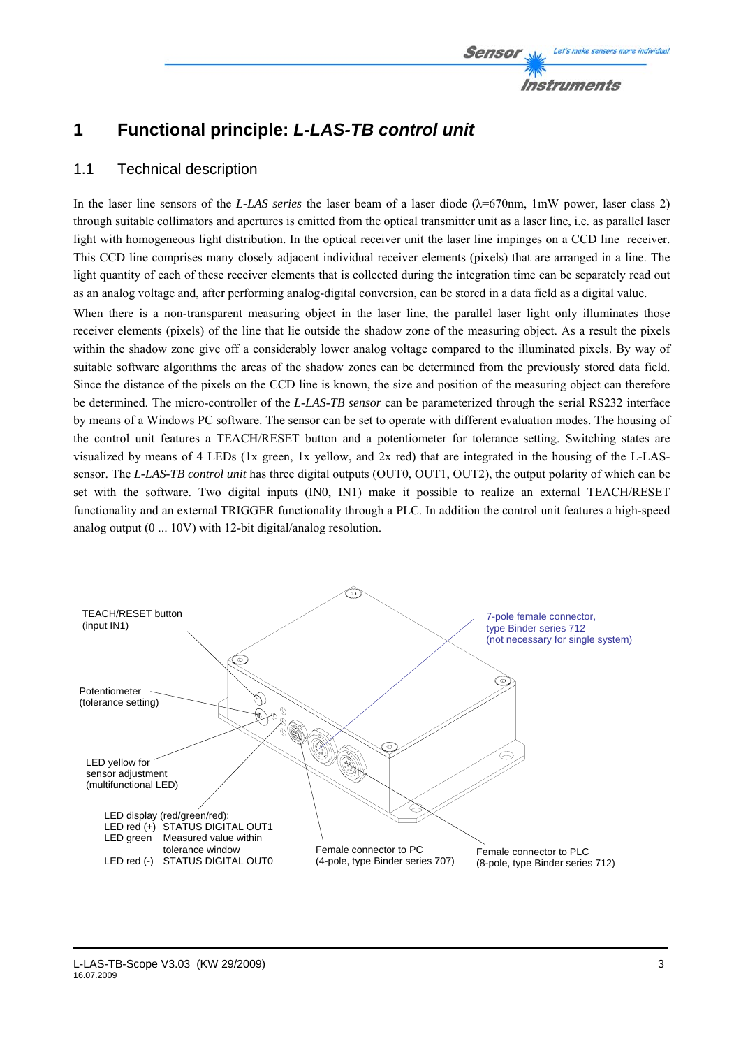# 1 Functional principle: *L-LAS-TB control unit*

## 1.1 Technical description

In the laser line sensors of the *L-LAS series* the laser beam of a laser diode (λ=670nm, 1mW power, laser class 2) through suitable collimators and apertures is emitted from the optical transmitter unit as a laser line, i.e. as parallel laser light with homogeneous light distribution. In the optical receiver unit the laser line impinges on a CCD line receiver. This CCD line comprises many closely adjacent individual receiver elements (pixels) that are arranged in a line. The light quantity of each of these receiver elements that is collected during the integration time can be separately read out as an analog voltage and, after performing analog-digital conversion, can be stored in a data field as a digital value.

When there is a non-transparent measuring object in the laser line, the parallel laser light only illuminates those receiver elements (pixels) of the line that lie outside the shadow zone of the measuring object. As a result the pixels within the shadow zone give off a considerably lower analog voltage compared to the illuminated pixels. By way of suitable software algorithms the areas of the shadow zones can be determined from the previously stored data field. Since the distance of the pixels on the CCD line is known, the size and position of the measuring object can therefore be determined. The micro-controller of the *L-LAS-TB sensor* can be parameterized through the serial RS232 interface by means of a Windows PC software. The sensor can be set to operate with different evaluation modes. The housing of the control unit features a TEACH/RESET button and a potentiometer for tolerance setting. Switching states are visualized by means of 4 LEDs (1x green, 1x yellow, and 2x red) that are integrated in the housing of the L-LAS-sensor. The *L-LAS-TB control unit* has three digital outputs (OUT0, OUT1, OUT2), the output polarity of which can be set with the software. Two digital inputs (IN0, IN1) make it possible to realize an external TEACH/RESET functionality and an external TRIGGER functionality through a PLC. In addition the control unit features a high-speed analog output (0 ... 10V) with 12-bit digital/analog resolution.

TEACH/RESET button (input IN1)

Potentiometer (tolerance setting)

LED yellow for sensor adjustment (multifunctional LED)

LED display (red/green/red):
LED red (+) STATUS DIGITAL OUT1
LED green Measured value within tolerance window
LED red (-) STATUS DIGITAL OUT0

7-pole female connector, type Binder series 712 (not necessary for single system)

Female connector to PC (4-pole, type Binder series 707)

Female connector to PLC (8-pole, type Binder series 712)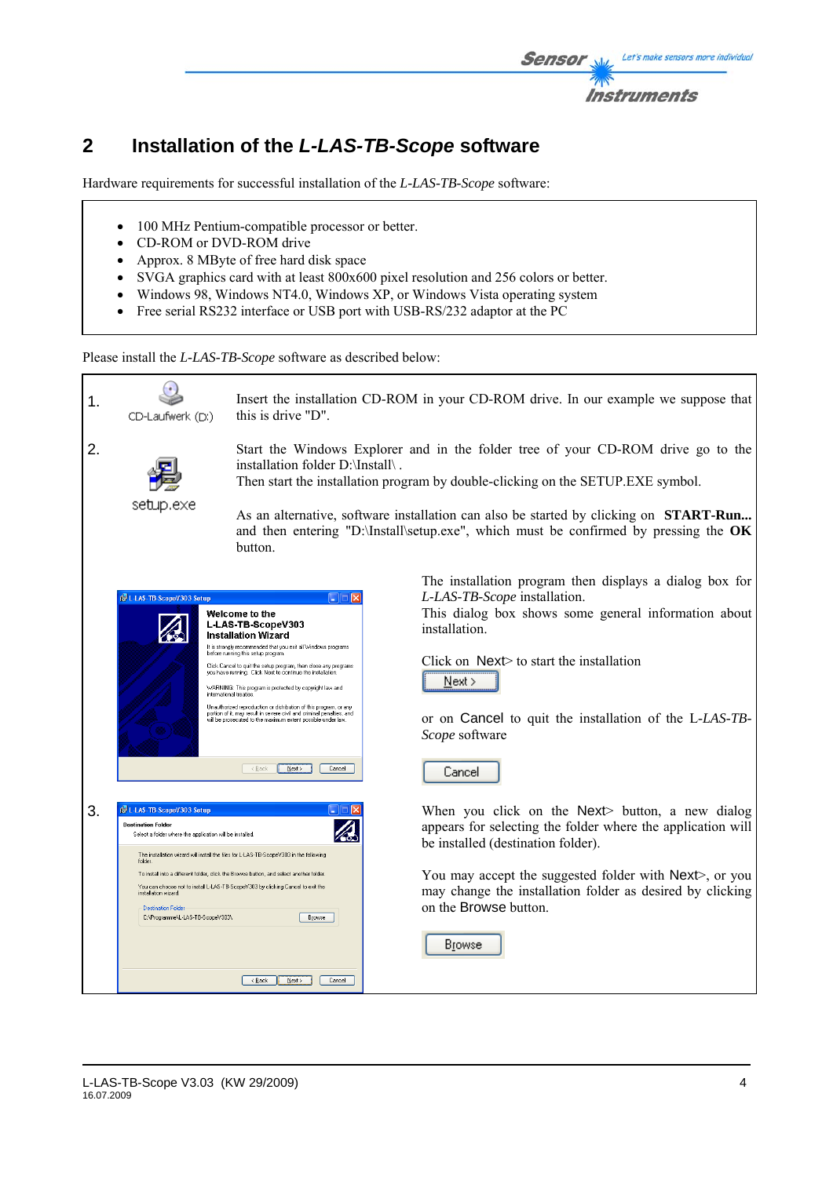## 2 Installation of the *L-LAS-TB-Scope* software

Hardware requirements for successful installation of the *L-LAS-TB-Scope* software:

- 100 MHz Pentium-compatible processor or better.
- CD-ROM or DVD-ROM drive
- Approx. 8 MByte of free hard disk space
- SVGA graphics card with at least 800x600 pixel resolution and 256 colors or better.
- Windows 98, Windows NT4.0, Windows XP, or Windows Vista operating system
- Free serial RS232 interface or USB port with USB-RS/232 adaptor at the PC

Please install the *L-LAS-TB-Scope* software as described below:

1. Insert the installation CD-ROM in your CD-ROM drive. In our example we suppose that this is drive "D".

2. Start the Windows Explorer and in the folder tree of your CD-ROM drive go to the installation folder D:\Install\ .
   Then start the installation program by double-clicking on the SETUP.EXE symbol.

   As an alternative, software installation can also be started by clicking on **START-Run...** and then entering "D:\Install\setup.exe", which must be confirmed by pressing the **OK** button.

   The installation program then displays a dialog box for *L-LAS-TB-Scope* installation.
   This dialog box shows some general information about installation.

   Click on Next> to start the installation

   or on Cancel to quit the installation of the L-*LAS-TB-Scope* software

3. When you click on the Next> button, a new dialog appears for selecting the folder where the application will be installed (destination folder).

   You may accept the suggested folder with Next>, or you may change the installation folder as desired by clicking on the Browse button.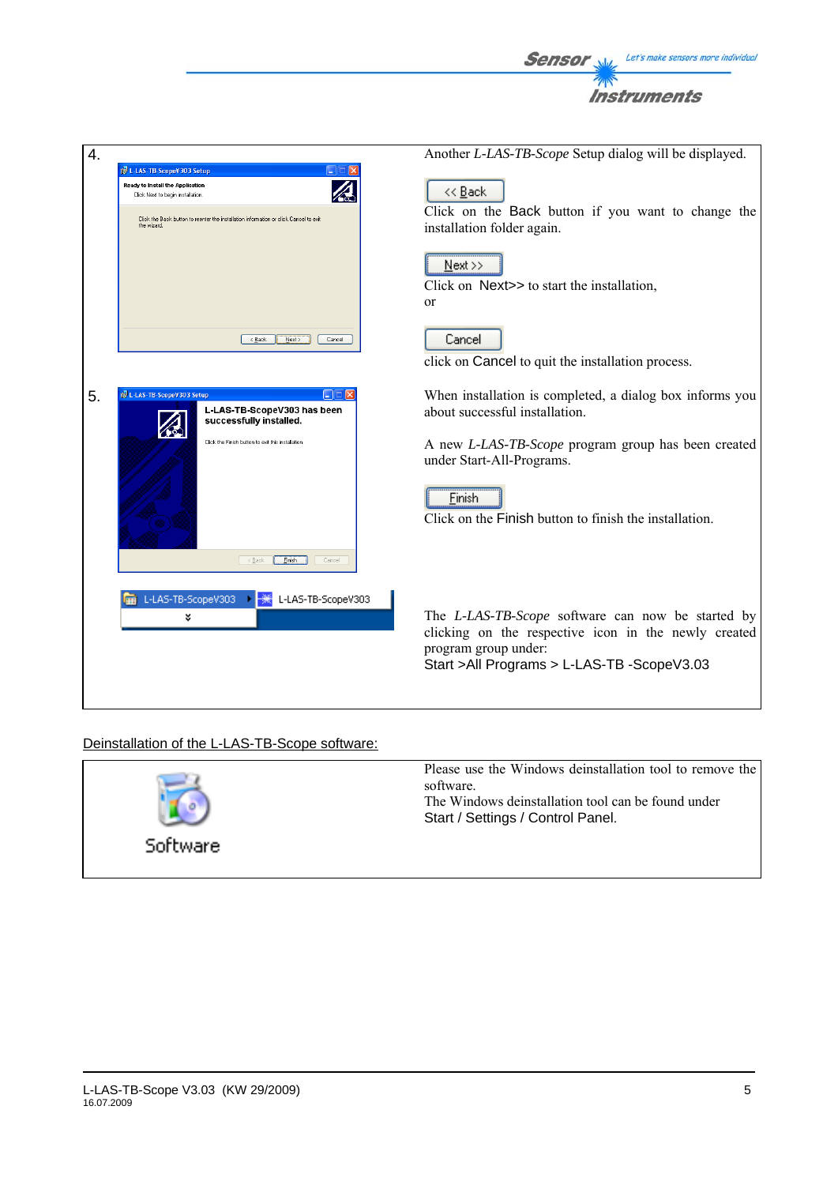4.

Another *L-LAS-TB-Scope* Setup dialog will be displayed.

Click on the Back button if you want to change the installation folder again.

Click on Next>> to start the installation, or

click on Cancel to quit the installation process.

5.

When installation is completed, a dialog box informs you about successful installation.

A new *L-LAS-TB-Scope* program group has been created under Start-All-Programs.

Click on the Finish button to finish the installation.

The *L-LAS-TB-Scope* software can now be started by clicking on the respective icon in the newly created program group under:
Start >All Programs > L-LAS-TB -ScopeV3.03

Deinstallation of the L-LAS-TB-Scope software:

Please use the Windows deinstallation tool to remove the software.
The Windows deinstallation tool can be found under
Start / Settings / Control Panel.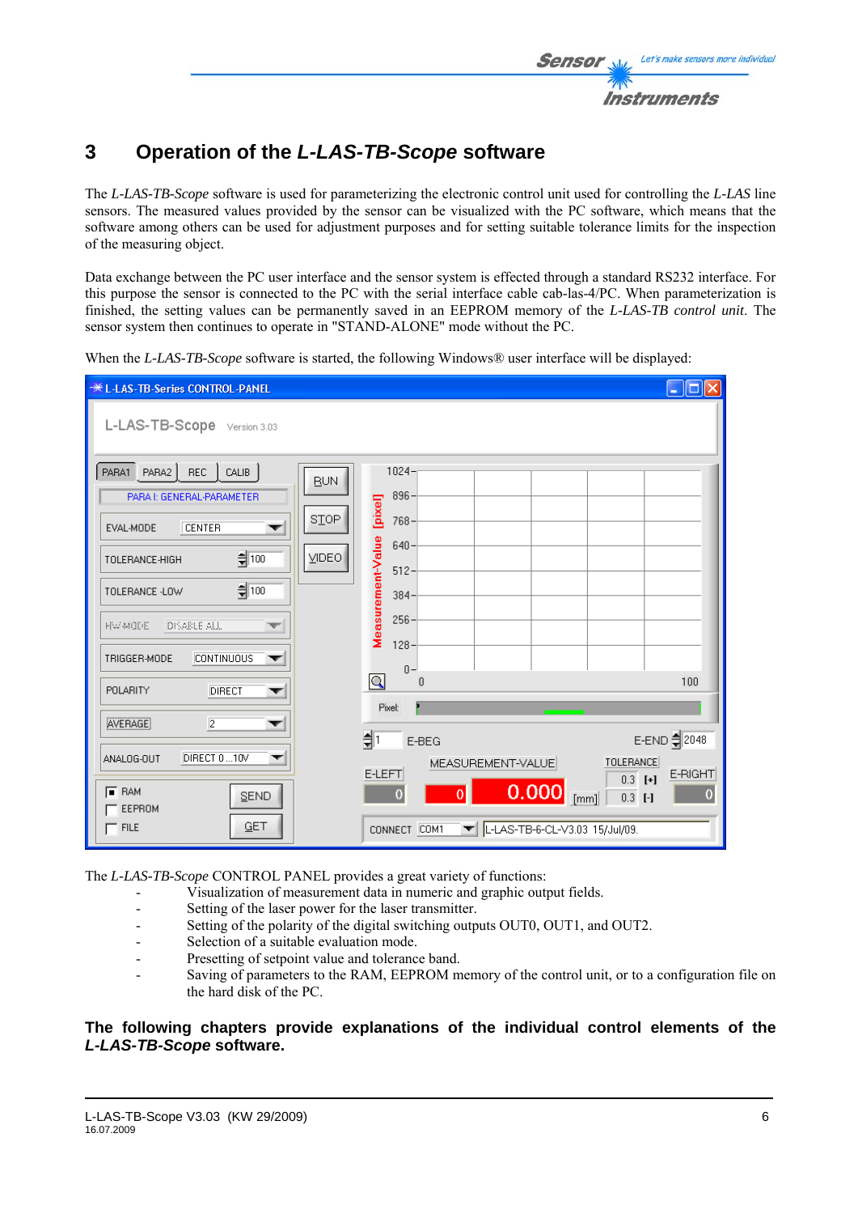# 3 Operation of the *L-LAS-TB-Scope* software

The *L-LAS-TB-Scope* software is used for parameterizing the electronic control unit used for controlling the *L-LAS* line sensors. The measured values provided by the sensor can be visualized with the PC software, which means that the software among others can be used for adjustment purposes and for setting suitable tolerance limits for the inspection of the measuring object.

Data exchange between the PC user interface and the sensor system is effected through a standard RS232 interface. For this purpose the sensor is connected to the PC with the serial interface cable cab-las-4/PC. When parameterization is finished, the setting values can be permanently saved in an EEPROM memory of the *L-LAS-TB control unit*. The sensor system then continues to operate in "STAND-ALONE" mode without the PC.

When the *L-LAS-TB-Scope* software is started, the following Windows® user interface will be displayed:

The *L-LAS-TB-Scope* CONTROL PANEL provides a great variety of functions:

- Visualization of measurement data in numeric and graphic output fields.
- Setting of the laser power for the laser transmitter.
- Setting of the polarity of the digital switching outputs OUT0, OUT1, and OUT2.
- Selection of a suitable evaluation mode.
- Presetting of setpoint value and tolerance band.
- Saving of parameters to the RAM, EEPROM memory of the control unit, or to a configuration file on the hard disk of the PC.

**The following chapters provide explanations of the individual control elements of the *L-LAS-TB-Scope* software.**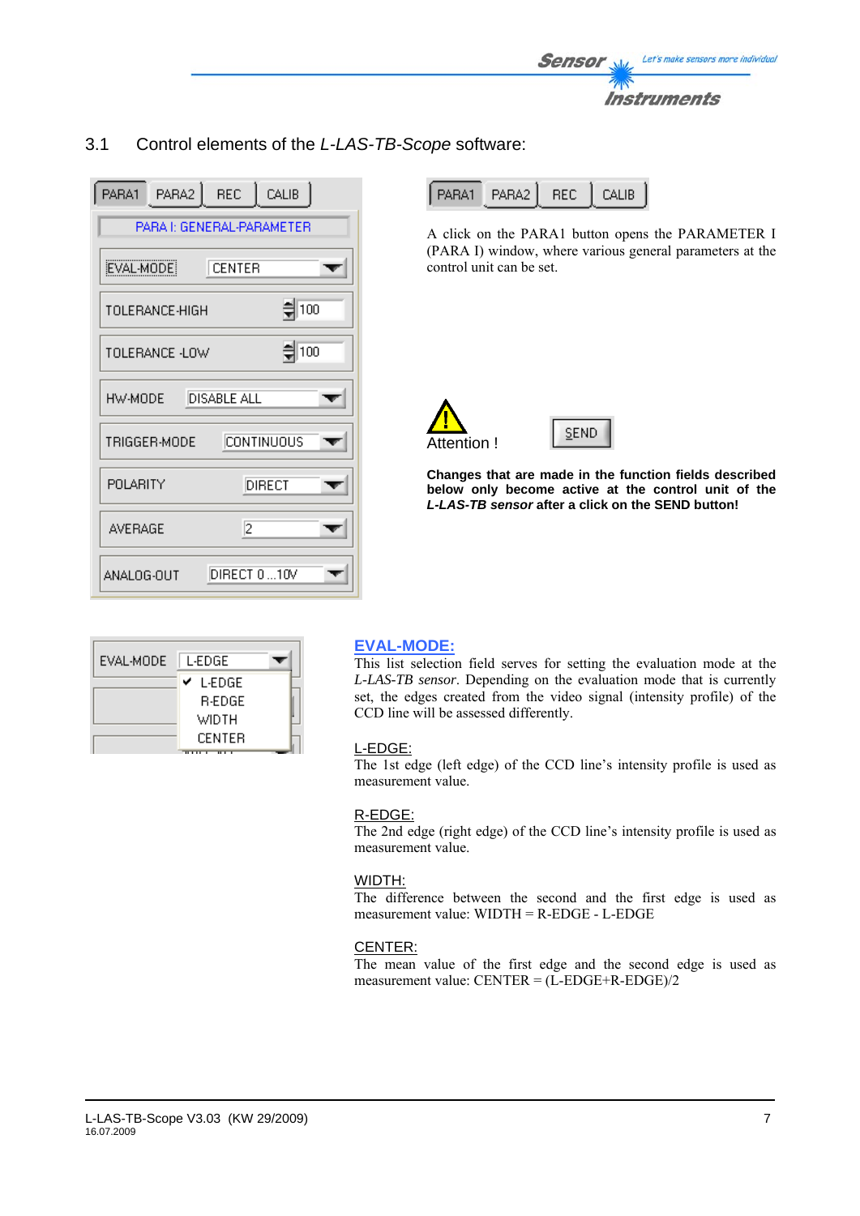## 3.1 Control elements of the *L-LAS-TB-Scope* software:

A click on the PARA1 button opens the PARAMETER I (PARA I) window, where various general parameters at the control unit can be set.

Attention !

**Changes that are made in the function fields described below only become active at the control unit of the *L-LAS-TB sensor* after a click on the SEND button!**

### EVAL-MODE:

This list selection field serves for setting the evaluation mode at the *L-LAS-TB sensor*. Depending on the evaluation mode that is currently set, the edges created from the video signal (intensity profile) of the CCD line will be assessed differently.

L-EDGE:
The 1st edge (left edge) of the CCD line's intensity profile is used as measurement value.

R-EDGE:
The 2nd edge (right edge) of the CCD line's intensity profile is used as measurement value.

WIDTH:
The difference between the second and the first edge is used as measurement value: WIDTH = R-EDGE - L-EDGE

CENTER:
The mean value of the first edge and the second edge is used as measurement value: CENTER = (L-EDGE+R-EDGE)/2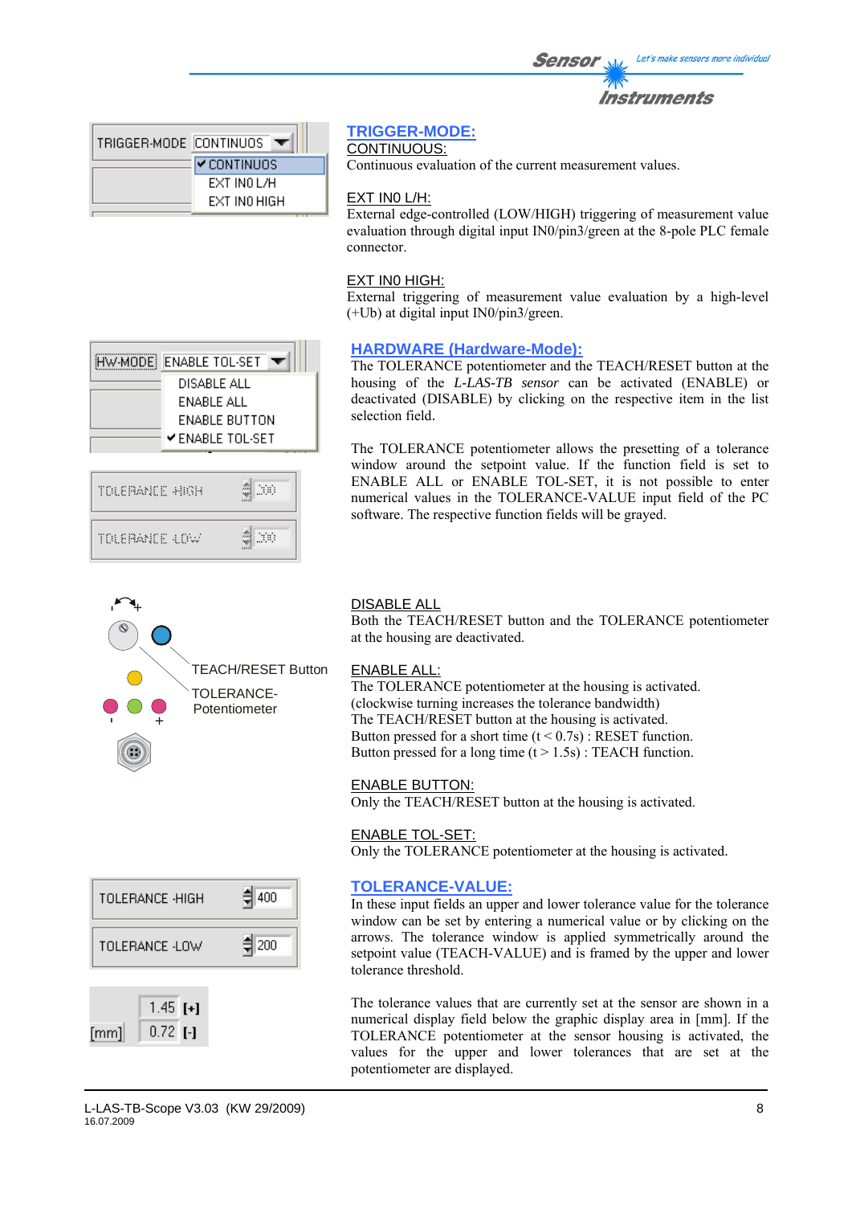## TRIGGER-MODE:

CONTINUOUS:
Continuous evaluation of the current measurement values.

EXT IN0 L/H:
External edge-controlled (LOW/HIGH) triggering of measurement value evaluation through digital input IN0/pin3/green at the 8-pole PLC female connector.

EXT IN0 HIGH:
External triggering of measurement value evaluation input by a high-level (+Ub) at digital input IN0/pin3/green.

## HARDWARE (Hardware-Mode):

The TOLERANCE potentiometer and the TEACH/RESET button at the housing of the *L-LAS-TB sensor* can be activated (ENABLE) or deactivated (DISABLE) by clicking on the respective item in the list selection field.

The TOLERANCE potentiometer allows the presetting of a tolerance window around the setpoint value. If the function field is set to ENABLE ALL or ENABLE TOL-SET, it is not possible to enter numerical values in the TOLERANCE-VALUE input field of the PC software. The respective function fields will be grayed.

DISABLE ALL
Both the TEACH/RESET button and the TOLERANCE potentiometer at the housing are deactivated.

ENABLE ALL:
The TOLERANCE potentiometer at the housing is activated.
(clockwise turning increases the tolerance bandwidth)
The TEACH/RESET button at the housing is activated.
Button pressed for a short time (t < 0.7s) : RESET function.
Button pressed for a long time (t > 1.5s) : TEACH function.

ENABLE BUTTON:
Only the TEACH/RESET button at the housing is activated.

ENABLE TOL-SET:
Only the TOLERANCE potentiometer at the housing is activated.

## TOLERANCE-VALUE:

In these input fields an upper and lower tolerance value for the tolerance window can be set by entering a numerical value or by clicking on the arrows. The tolerance window is applied symmetrically around the setpoint value (TEACH-VALUE) and is framed by the upper and lower tolerance threshold.

The tolerance values that are currently set at the sensor are shown in a numerical display field below the graphic display area in [mm]. If the TOLERANCE potentiometer at the sensor housing is activated, the values for the upper and lower tolerances that are set at the potentiometer are displayed.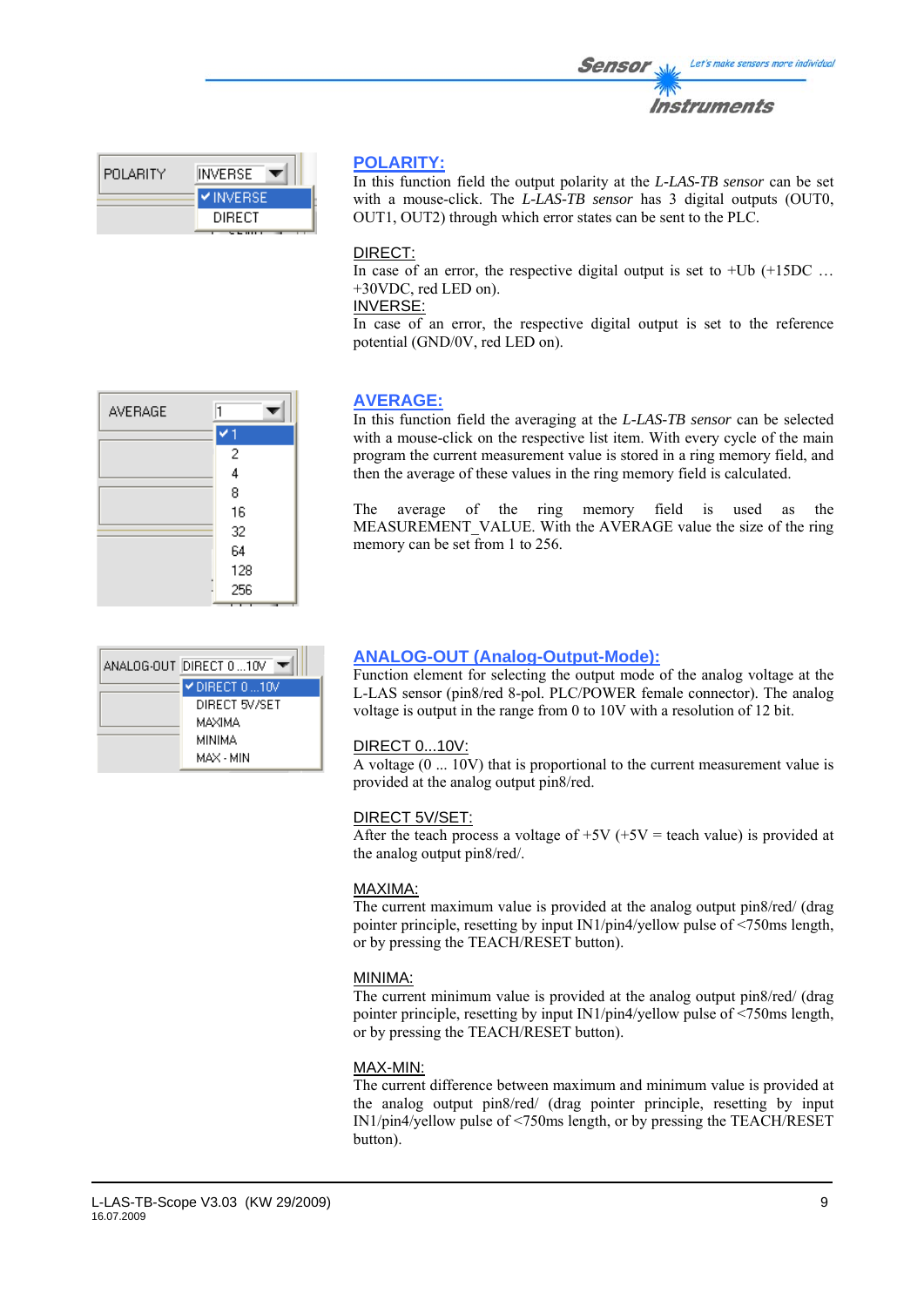## POLARITY:

In this function field the output polarity at the *L-LAS-TB sensor* can be set with a mouse-click. The *L-LAS-TB sensor* has 3 digital outputs (OUT0, OUT1, OUT2) through which error states can be sent to the PLC.

DIRECT:
In case of an error, the respective digital output is set to +Ub (+15DC … +30VDC, red LED on).

INVERSE:
In case of an error, the respective digital output is set to the reference potential (GND/0V, red LED on).

## AVERAGE:

In this function field the averaging at the *L-LAS-TB sensor* can be selected with a mouse-click on the respective list item. With every cycle of the main program the current measurement value is stored in a ring memory field, and then the average of these values in the ring memory field is calculated.

The average of the ring memory field is used as the MEASUREMENT_VALUE. With the AVERAGE value the size of the ring memory can be set from 1 to 256.

## ANALOG-OUT (Analog-Output-Mode):

Function element for selecting the output mode of the analog voltage at the L-LAS sensor (pin8/red 8-pol. PLC/POWER female connector). The analog voltage is output in the range from 0 to 10V with a resolution of 12 bit.

DIRECT 0...10V:
A voltage (0 ... 10V) that is proportional to the current measurement value is provided at the analog output pin8/red.

DIRECT 5V/SET:
After the teach process a voltage of +5V (+5V = teach value) is provided at the analog output pin8/red/.

MAXIMA:
The current maximum value is provided at the analog output pin8/red/ (drag pointer principle, resetting by input IN1/pin4/yellow pulse of <750ms length, or by pressing the TEACH/RESET button).

MINIMA:
The current minimum value is provided at the analog output pin8/red/ (drag pointer principle, resetting by input IN1/pin4/yellow pulse of <750ms length, or by pressing the TEACH/RESET button).

MAX-MIN:
The current difference between maximum and minimum value is provided at the analog output pin8/red/ (drag pointer principle, resetting by input IN1/pin4/yellow pulse of <750ms length, or by pressing the TEACH/RESET button).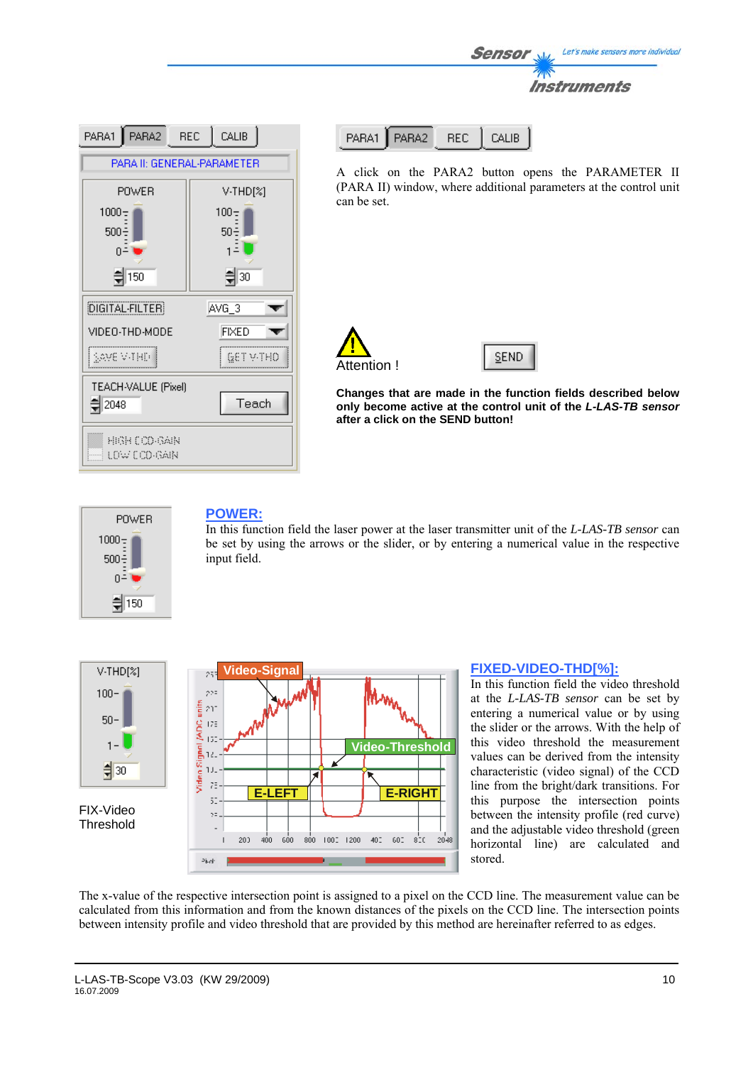A click on the PARA2 button opens the PARAMETER II (PARA II) window, where additional parameters at the control unit can be set.

Attention !

**Changes that are made in the function fields described below only become active at the control unit of the *L-LAS-TB sensor* after a click on the SEND button!**

## POWER:

In this function field the laser power at the laser transmitter unit of the *L-LAS-TB sensor* can be set by using the arrows or the slider, or by entering a numerical value in the respective input field.

FIX-Video Threshold

## FIXED-VIDEO-THD[%]:

In this function field the video threshold at the *L-LAS-TB sensor* can be set by entering a numerical value or by using the slider or the arrows. With the help of this video threshold the measurement values can be derived from the intensity characteristic (video signal) of the CCD line from the bright/dark transitions. For this purpose the intersection points between the intensity profile (red curve) and the adjustable video threshold (green horizontal line) are calculated and stored.

The x-value of the respective intersection point is assigned to a pixel on the CCD line. The measurement value can be calculated from this information and from the known distances of the pixels on the CCD line. The intersection points between intensity profile and video threshold that are provided by this method are hereinafter referred to as edges.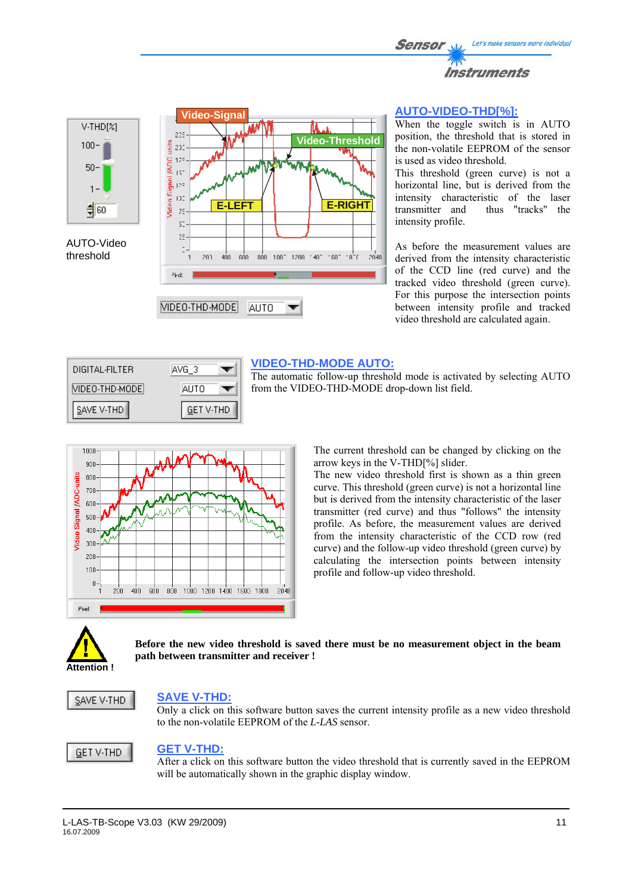AUTO-Video threshold

## AUTO-VIDEO-THD[%]:

When the toggle switch is in AUTO position, the threshold that is stored in the non-volatile EEPROM of the sensor is used as video threshold.

This threshold (green curve) is not a horizontal line, but is derived from the intensity characteristic of the laser transmitter and thus "tracks" the intensity profile.

As before the measurement values are derived from the intensity characteristic of the CCD line (red curve) and the tracked video threshold (green curve). For this purpose the intersection points between intensity profile and tracked video threshold are calculated again.

## VIDEO-THD-MODE AUTO:

The automatic follow-up threshold mode is activated by selecting AUTO from the VIDEO-THD-MODE drop-down list field.

The current threshold can be changed by clicking on the arrow keys in the V-THD[%] slider.

The new video threshold first is shown as a thin green curve. This threshold (green curve) is not a horizontal line but is derived from the intensity characteristic of the laser transmitter (red curve) and thus "follows" the intensity profile. As before, the measurement values are derived from the intensity characteristic of the CCD row (red curve) and the follow-up video threshold (green curve) by calculating the intersection points between intensity profile and follow-up video threshold.

Attention !

**Before the new video threshold is saved there must be no measurement object in the beam path between transmitter and receiver !**

## SAVE V-THD:

Only a click on this software button saves the current intensity profile as a new video threshold to the non-volatile EEPROM of the *L-LAS* sensor.

## GET V-THD:

After a click on this software button the video threshold that is currently saved in the EEPROM will be automatically shown in the graphic display window.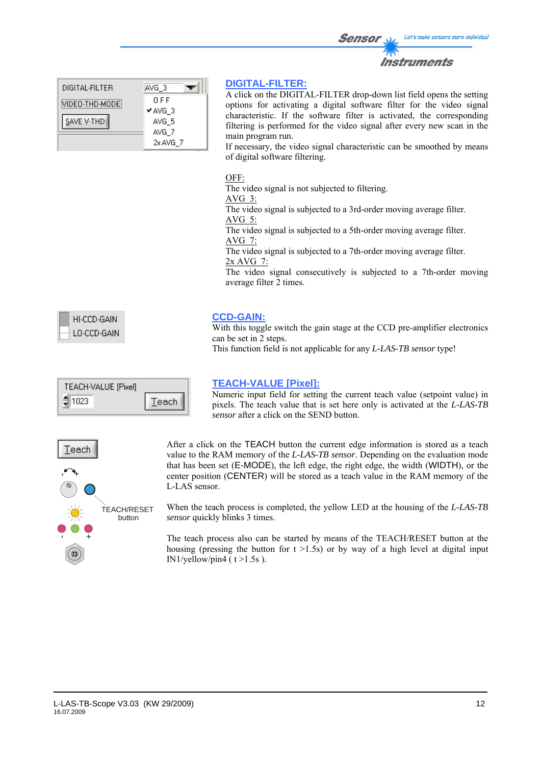## DIGITAL-FILTER:

A click on the DIGITAL-FILTER drop-down list field opens the setting options for activating a digital software filter for the video signal characteristic. If the software filter is activated, the corresponding filtering is performed for the video signal after every new scan in the main program run.
If necessary, the video signal characteristic can be smoothed by means of digital software filtering.

OFF:
The video signal is not subjected to filtering.
AVG_3:
The video signal is subjected to a 3rd-order moving average filter.
AVG_5:
The video signal is subjected to a 5th-order moving average filter.
AVG_7:
The video signal is subjected to a 7th-order moving average filter.
2x AVG_7:
The video signal consecutively is subjected to a 7th-order moving average filter 2 times.

## CCD-GAIN:

With this toggle switch the gain stage at the CCD pre-amplifier electronics can be set in 2 steps.
This function field is not applicable for any *L-LAS-TB sensor* type!

## TEACH-VALUE [Pixel]:

Numeric input field for setting the current teach value (setpoint value) in pixels. The teach value that is set here only is activated at the *L-LAS-TB sensor* after a click on the SEND button.

After a click on the TEACH button the current edge information is stored as a teach value to the RAM memory of the *L-LAS-TB sensor*. Depending on the evaluation mode that has been set (E-MODE), the left edge, the right edge, the width (WIDTH), or the center position (CENTER) will be stored as a teach value in the RAM memory of the L-LAS sensor.

When the teach process is completed, the yellow LED at the housing of the *L-LAS-TB sensor* quickly blinks 3 times.

The teach process also can be started by means of the TEACH/RESET button at the housing (pressing the button for t >1.5s) or by way of a high level at digital input IN1/yellow/pin4 ( t >1.5s ).

TEACH/RESET button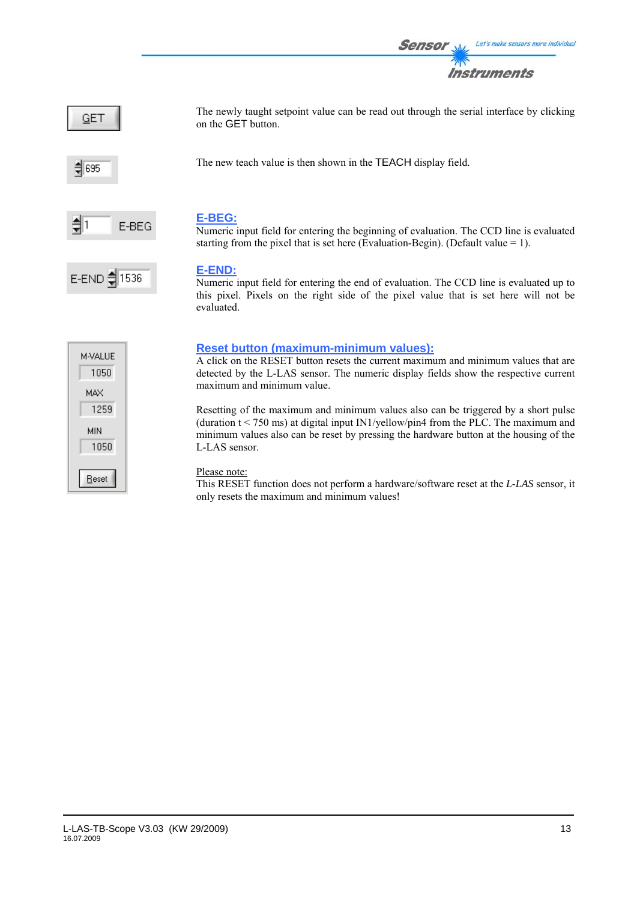GET

The newly taught setpoint value can be read out through the serial interface by clicking on the GET button.

695

The new teach value is then shown in the TEACH display field.

1 E-BEG

### E-BEG:

Numeric input field for entering the beginning of evaluation. The CCD line is evaluated starting from the pixel that is set here (Evaluation-Begin). (Default value = 1).

E-END 1536

### E-END:

Numeric input field for entering the end of evaluation. The CCD line is evaluated up to this pixel. Pixels on the right side of the pixel value that is set here will not be evaluated.

M-VALUE 1050
MAX 1259
MIN 1050
Reset

### Reset button (maximum-minimum values):

A click on the RESET button resets the current maximum and minimum values that are detected by the L-LAS sensor. The numeric display fields show the respective current maximum and minimum value.

Resetting of the maximum and minimum values also can be triggered by a short pulse (duration t < 750 ms) at digital input IN1/yellow/pin4 from the PLC. The maximum and minimum values also can be reset by pressing the hardware button at the housing of the L-LAS sensor.

Please note:
This RESET function does not perform a hardware/software reset at the *L-LAS* sensor, it only resets the maximum and minimum values!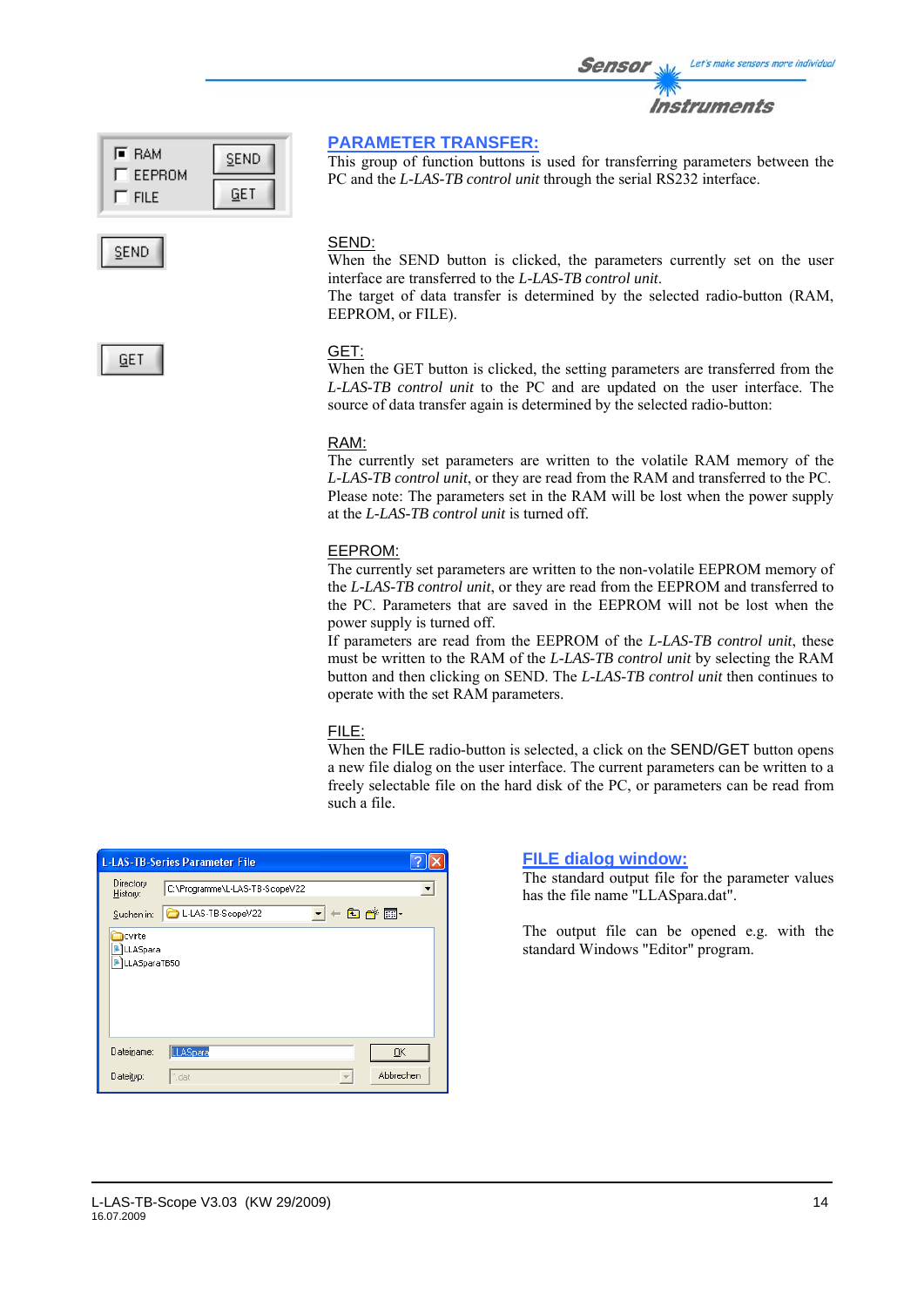## PARAMETER TRANSFER:

This group of function buttons is used for transferring parameters between the PC and the *L-LAS-TB control unit* through the serial RS232 interface.

### SEND:

When the SEND button is clicked, the parameters currently set on the user interface are transferred to the *L-LAS-TB control unit*.
The target of data transfer is determined by the selected radio-button (RAM, EEPROM, or FILE).

### GET:

When the GET button is clicked, the setting parameters are transferred from the *L-LAS-TB control unit* to the PC and are updated on the user interface. The source of data transfer again is determined by the selected radio-button:

### RAM:

The currently set parameters are written to the volatile RAM memory of the *L-LAS-TB control unit*, or they are read from the RAM and transferred to the PC.
Please note: The parameters set in the RAM will be lost when the power supply at the *L-LAS-TB control unit* is turned off.

### EEPROM:

The currently set parameters are written to the non-volatile EEPROM memory of the *L-LAS-TB control unit*, or they are read from the EEPROM and transferred to the PC. Parameters that are saved in the EEPROM will not be lost when the power supply is turned off.
If parameters are read from the EEPROM of the *L-LAS-TB control unit*, these must be written to the RAM of the *L-LAS-TB control unit* by selecting the RAM button and then clicking on SEND. The *L-LAS-TB control unit* then continues to operate with the set RAM parameters.

### FILE:

When the FILE radio-button is selected, a click on the SEND/GET button opens a new file dialog on the user interface. The current parameters can be written to a freely selectable file on the hard disk of the PC, or parameters can be read from such a file.

## FILE dialog window:

The standard output file for the parameter values has the file name "LLASpara.dat".

The output file can be opened e.g. with the standard Windows "Editor" program.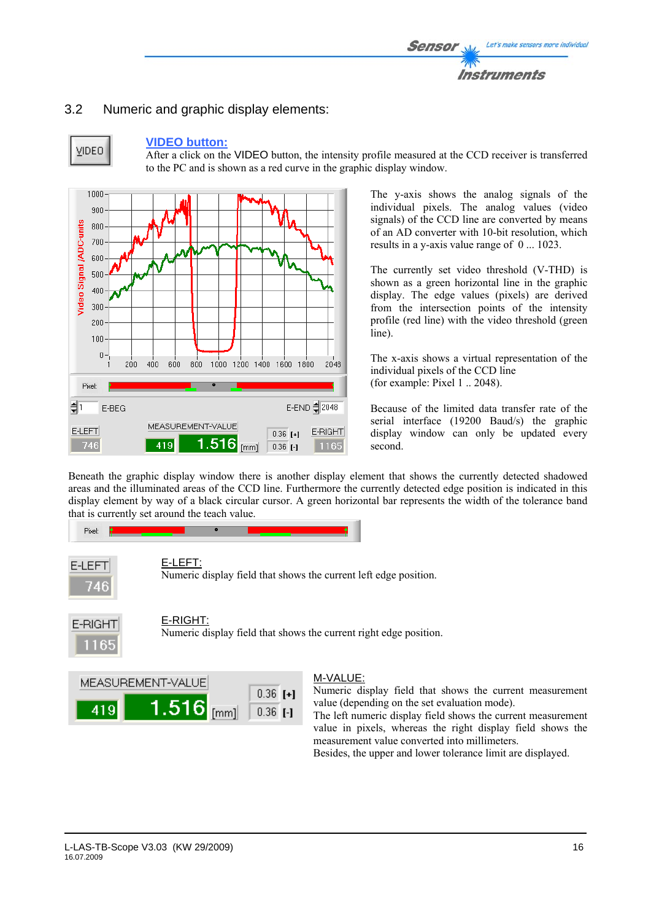## 3.2 Numeric and graphic display elements:

**VIDEO button:**

After a click on the VIDEO button, the intensity profile measured at the CCD receiver is transferred to the PC and is shown as a red curve in the graphic display window.

The y-axis shows the analog signals of the individual pixels. The analog values (video signals) of the CCD line are converted by means of an AD converter with 10-bit resolution, which results in a y-axis value range of 0 ... 1023.

The currently set video threshold (V-THD) is shown as a green horizontal line in the graphic display. The edge values (pixels) are derived from the intersection points of the intensity profile (red line) with the video threshold (green line).

The x-axis shows a virtual representation of the individual pixels of the CCD line (for example: Pixel 1 .. 2048).

Because of the limited data transfer rate of the serial interface (19200 Baud/s) the graphic display window can only be updated every second.

Beneath the graphic display window there is another display element that shows the currently detected shadowed areas and the illuminated areas of the CCD line. Furthermore the currently detected edge position is indicated in this display element by way of a black circular cursor. A green horizontal bar represents the width of the tolerance band that is currently set around the teach value.

E-LEFT:
Numeric display field that shows the current left edge position.

E-RIGHT:
Numeric display field that shows the current right edge position.

M-VALUE:
Numeric display field that shows the current measurement value (depending on the set evaluation mode).
The left numeric display field shows the current measurement value in pixels, whereas the right display field shows the measurement value converted into millimeters.
Besides, the upper and lower tolerance limit are displayed.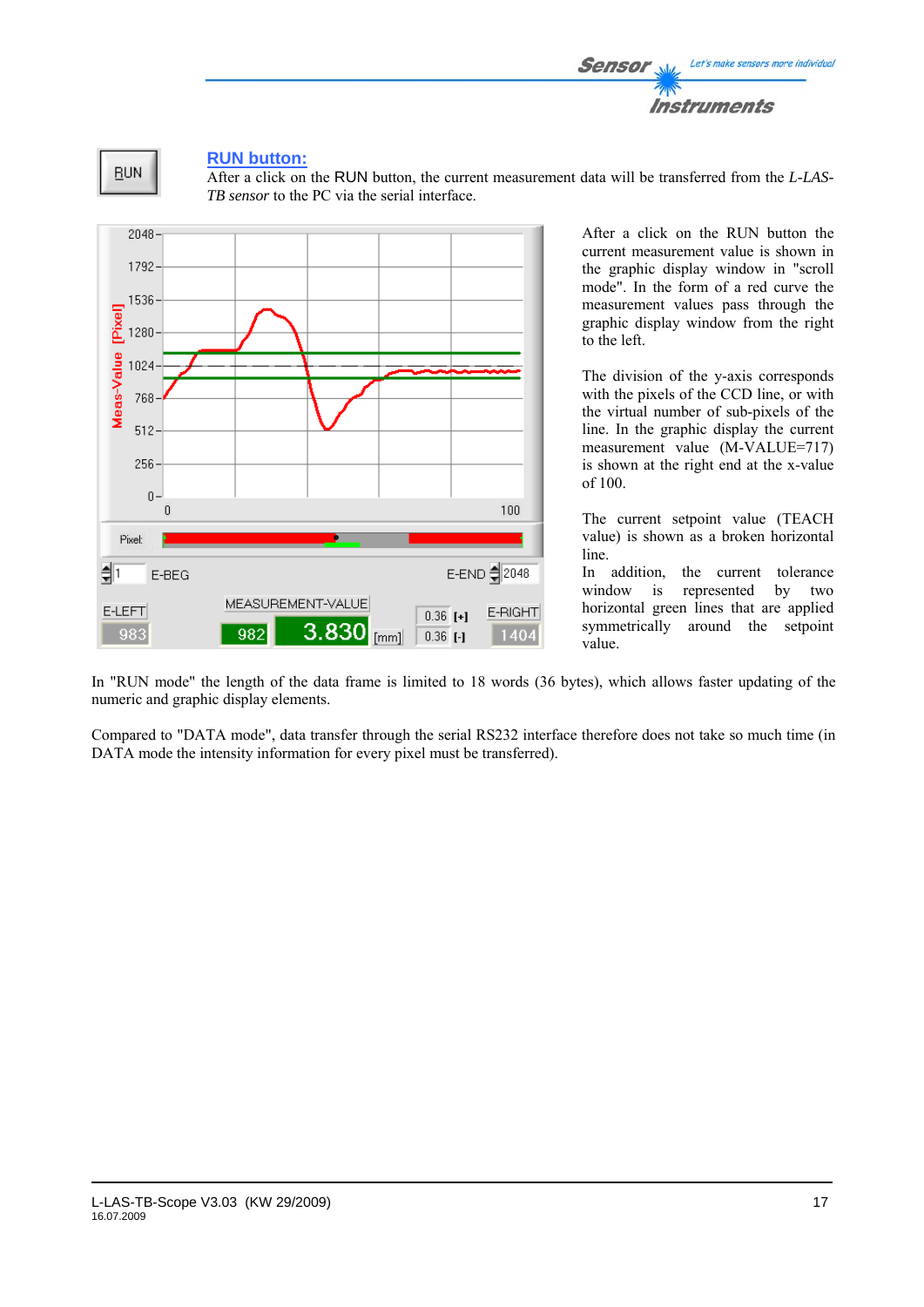**RUN button:**

After a click on the RUN button, the current measurement data will be transferred from the *L-LAS-TB sensor* to the PC via the serial interface.

After a click on the RUN button the current measurement value is shown in the graphic display window in "scroll mode". In the form of a red curve the measurement values pass through the graphic display window from the right to the left.

The division of the y-axis corresponds with the pixels of the CCD line, or with the virtual number of sub-pixels of the line. In the graphic display the current measurement value (M-VALUE=717) is shown at the right end at the x-value of 100.

The current setpoint value (TEACH value) is shown as a broken horizontal line.

In addition, the current tolerance window is represented by two horizontal green lines that are applied symmetrically around the setpoint value.

In "RUN mode" the length of the data frame is limited to 18 words (36 bytes), which allows faster updating of the numeric and graphic display elements.

Compared to "DATA mode", data transfer through the serial RS232 interface therefore does not take so much time (in DATA mode the intensity information for every pixel must be transferred).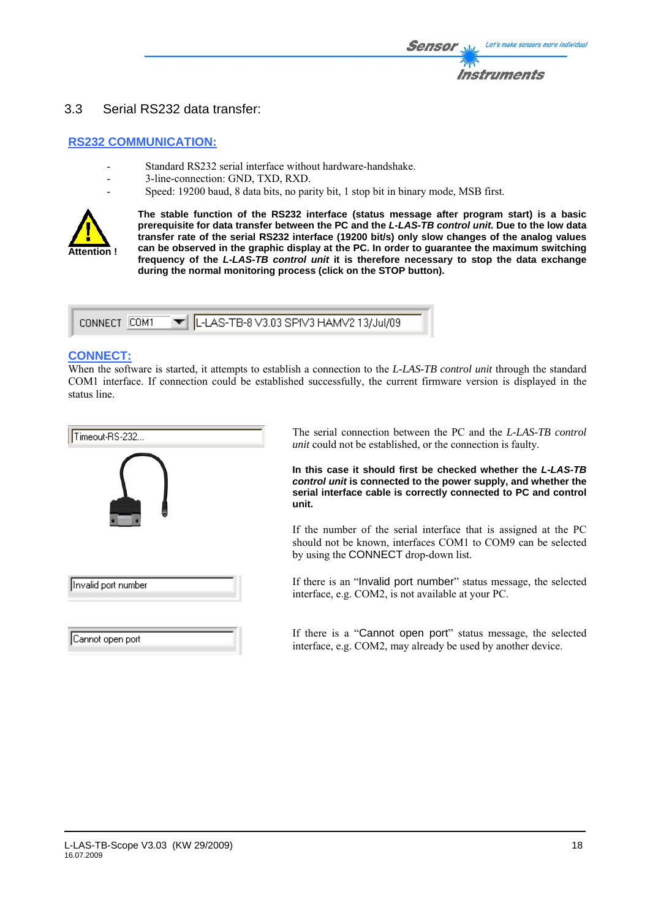## 3.3 Serial RS232 data transfer:

### RS232 COMMUNICATION:

- Standard RS232 serial interface without hardware-handshake.
- 3-line-connection: GND, TXD, RXD.
- Speed: 19200 baud, 8 data bits, no parity bit, 1 stop bit in binary mode, MSB first.

Attention !

**The stable function of the RS232 interface (status message after program start) is a basic prerequisite for data transfer between the PC and the *L-LAS-TB control unit*. Due to the low data transfer rate of the serial RS232 interface (19200 bit/s) only slow changes of the analog values can be observed in the graphic display at the PC. In order to guarantee the maximum switching frequency of the *L-LAS-TB control unit* it is therefore necessary to stop the data exchange during the normal monitoring process (click on the STOP button).**

CONNECT COM1 L-LAS-TB-8 V3.03 SPIV3 HAMV2 13/Jul/09

### CONNECT:

When the software is started, it attempts to establish a connection to the *L-LAS-TB control unit* through the standard COM1 interface. If connection could be established successfully, the current firmware version is displayed in the status line.

Timeout-RS-232...

The serial connection between the PC and the *L-LAS-TB control unit* could not be established, or the connection is faulty.

**In this case it should first be checked whether the *L-LAS-TB control unit* is connected to the power supply, and whether the serial interface cable is correctly connected to PC and control unit.**

If the number of the serial interface that is assigned at the PC should not be known, interfaces COM1 to COM9 can be selected by using the CONNECT drop-down list.

Invalid port number

If there is an "Invalid port number" status message, the selected interface, e.g. COM2, is not available at your PC.

Cannot open port

If there is a "Cannot open port" status message, the selected interface, e.g. COM2, may already be used by another device.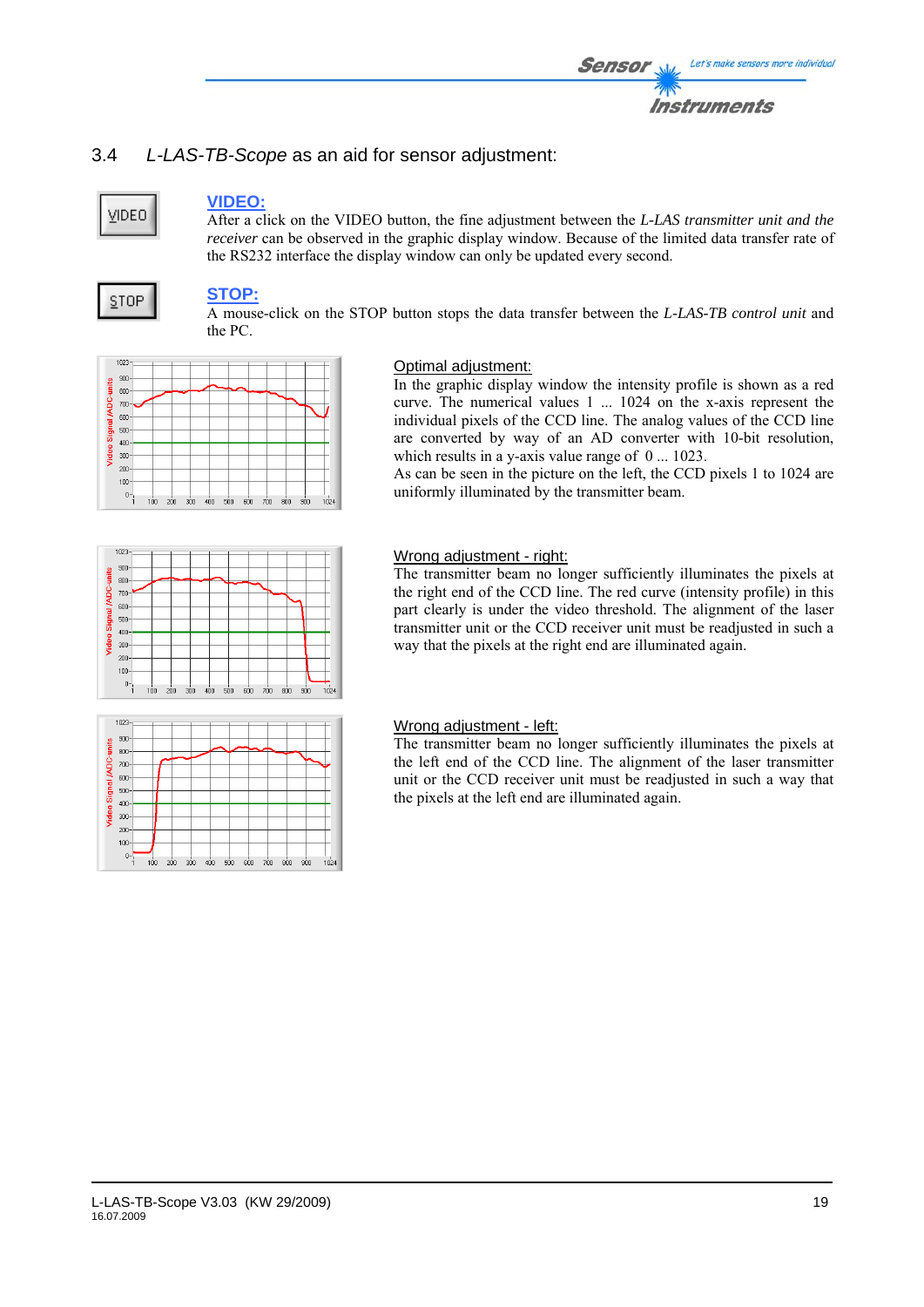## 3.4 *L-LAS-TB-Scope* as an aid for sensor adjustment:

VIDEO

**VIDEO:**
After a click on the VIDEO button, the fine adjustment between the *L-LAS transmitter unit and the receiver* can be observed in the graphic display window. Because of the limited data transfer rate of the RS232 interface the display window can only be updated every second.

STOP

**STOP:**
A mouse-click on the STOP button stops the data transfer between the *L-LAS-TB control unit* and the PC.

Optimal adjustment:
In the graphic display window the intensity profile is shown as a red curve. The numerical values 1 ... 1024 on the x-axis represent the individual pixels of the CCD line. The analog values of the CCD line are converted by way of an AD converter with 10-bit resolution, which results in a y-axis value range of 0 ... 1023.
As can be seen in the picture on the left, the CCD pixels 1 to 1024 are uniformly illuminated by the transmitter beam.

Wrong adjustment - right:
The transmitter beam no longer sufficiently illuminates the pixels at the right end of the CCD line. The red curve (intensity profile) in this part clearly is under the video threshold. The alignment of the laser transmitter unit or the CCD receiver unit must be readjusted in such a way that the pixels at the right end are illuminated again.

Wrong adjustment - left:
The transmitter beam no longer sufficiently illuminates the pixels at the left end of the CCD line. The alignment of the laser transmitter unit or the CCD receiver unit must be readjusted in such a way that the pixels at the left end are illuminated again.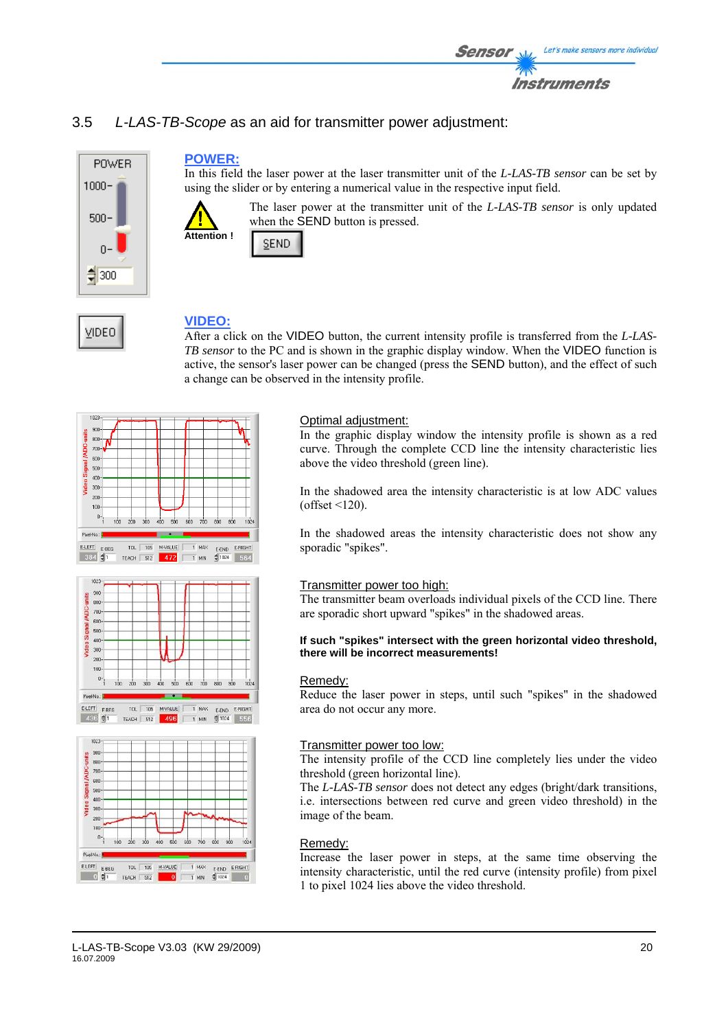## 3.5 *L-LAS-TB-Scope* as an aid for transmitter power adjustment:

**POWER:**
In this field the laser power at the laser transmitter unit of the *L-LAS-TB sensor* can be set by using the slider or by entering a numerical value in the respective input field.

**Attention !**

The laser power at the transmitter unit of the *L-LAS-TB sensor* is only updated when the SEND button is pressed.

**VIDEO:**
After a click on the VIDEO button, the current intensity profile is transferred from the *L-LAS-TB sensor* to the PC and is shown in the graphic display window. When the VIDEO function is active, the sensor's laser power can be changed (press the SEND button), and the effect of such a change can be observed in the intensity profile.

Optimal adjustment:
In the graphic display window the intensity profile is shown as a red curve. Through the complete CCD line the intensity characteristic lies above the video threshold (green line).

In the shadowed area the intensity characteristic is at low ADC values (offset <120).

In the shadowed areas the intensity characteristic does not show any sporadic "spikes".

Transmitter power too high:
The transmitter beam overloads individual pixels of the CCD line. There are sporadic short upward "spikes" in the shadowed areas.

**If such "spikes" intersect with the green horizontal video threshold, there will be incorrect measurements!**

Remedy:
Reduce the laser power in steps, until such "spikes" in the shadowed area do not occur any more.

Transmitter power too low:
The intensity profile of the CCD line completely lies under the video threshold (green horizontal line).
The *L-LAS-TB sensor* does not detect any edges (bright/dark transitions, i.e. intersections between red curve and green video threshold) in the image of the beam.

Remedy:
Increase the laser power in steps, at the same time observing the intensity characteristic, until the red curve (intensity profile) from pixel 1 to pixel 1024 lies above the video threshold.

L-LAS-TB-Scope V3.03 (KW 29/2009)
16.07.2009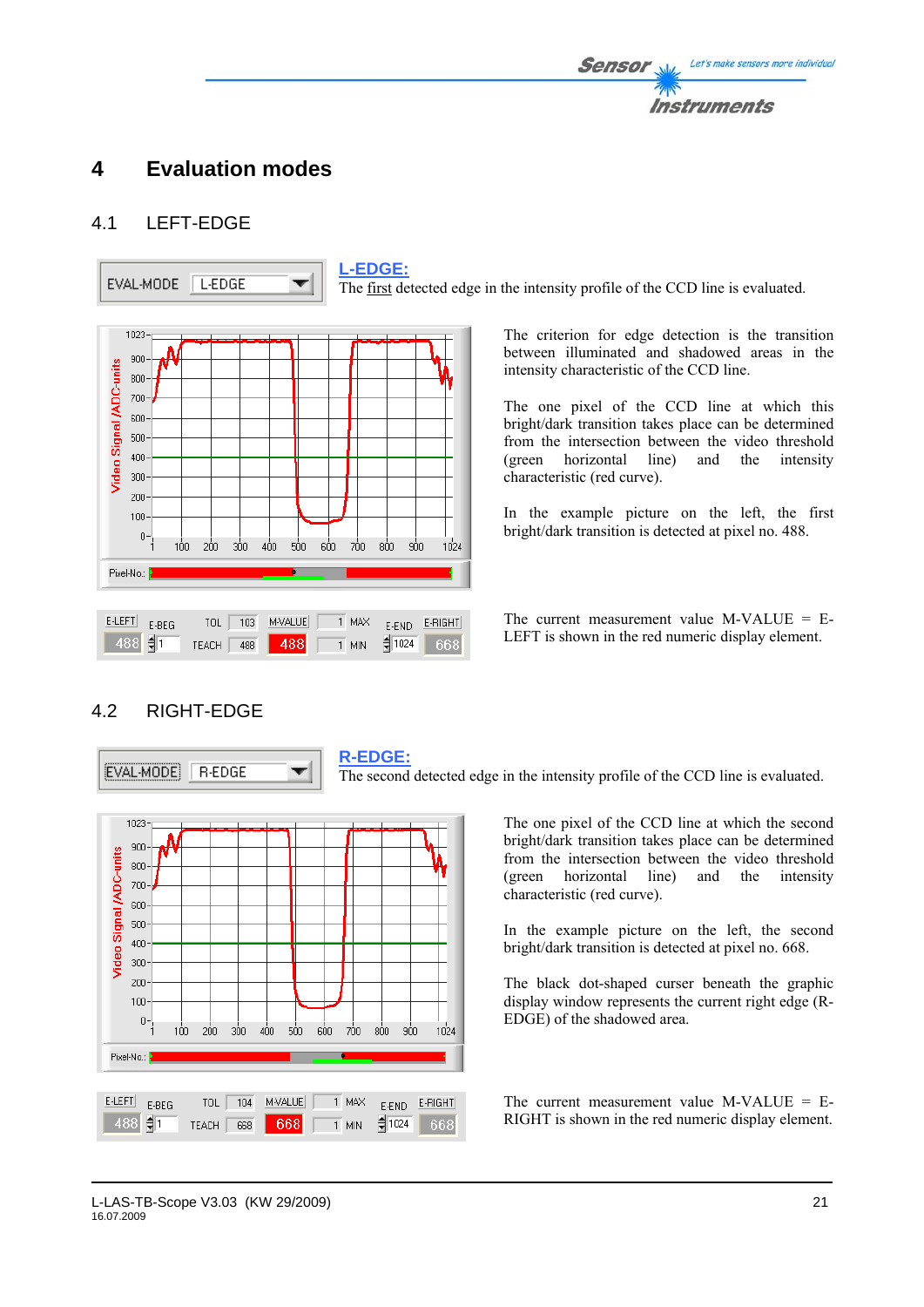# 4 Evaluation modes

## 4.1 LEFT-EDGE

**L-EDGE:**
The first detected edge in the intensity profile of the CCD line is evaluated.

The criterion for edge detection is the transition between illuminated and shadowed areas in the intensity characteristic of the CCD line.

The one pixel of the CCD line at which this bright/dark transition takes place can be determined from the intersection between the video threshold (green horizontal line) and the intensity characteristic (red curve).

In the example picture on the left, the first bright/dark transition is detected at pixel no. 488.

The current measurement value M-VALUE = E-LEFT is shown in the red numeric display element.

## 4.2 RIGHT-EDGE

**R-EDGE:**
The second detected edge in the intensity profile of the CCD line is evaluated.

The one pixel of the CCD line at which the second bright/dark transition takes place can be determined from the intersection between the video threshold (green horizontal line) and the intensity characteristic (red curve).

In the example picture on the left, the second bright/dark transition is detected at pixel no. 668.

The black dot-shaped curser beneath the graphic display window represents the current right edge (R-EDGE) of the shadowed area.

The current measurement value M-VALUE = E-RIGHT is shown in the red numeric display element.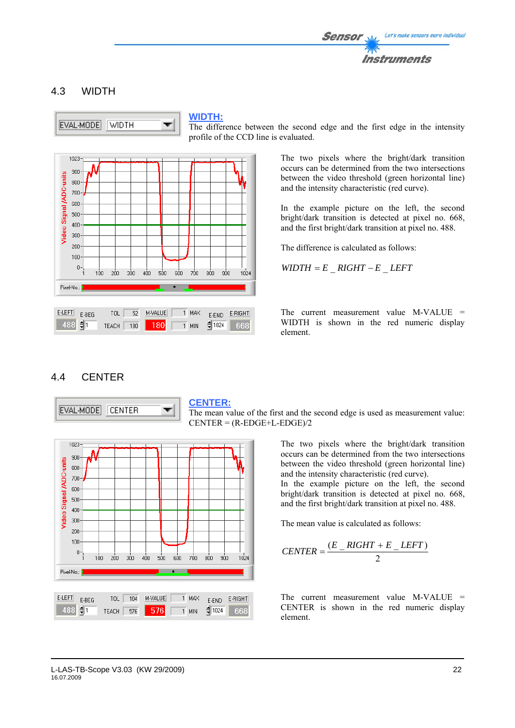## 4.3 WIDTH

**WIDTH:**
The difference between the second edge and the first edge in the intensity profile of the CCD line is evaluated.

The two pixels where the bright/dark transition occurs can be determined from the two intersections between the video threshold (green horizontal line) and the intensity characteristic (red curve).

In the example picture on the left, the second bright/dark transition is detected at pixel no. 668, and the first bright/dark transition at pixel no. 488.

The difference is calculated as follows:

$$WIDTH = E\_RIGHT - E\_LEFT$$

The current measurement value M-VALUE = WIDTH is shown in the red numeric display element.

## 4.4 CENTER

**CENTER:**
The mean value of the first and the second edge is used as measurement value: CENTER = (R-EDGE+L-EDGE)/2

The two pixels where the bright/dark transition occurs can be determined from the two intersections between the video threshold (green horizontal line) and the intensity characteristic (red curve).
In the example picture on the left, the second bright/dark transition is detected at pixel no. 668, and the first bright/dark transition at pixel no. 488.

The mean value is calculated as follows:

$$CENTER = \frac{(E\_RIGHT + E\_LEFT)}{2}$$

The current measurement value M-VALUE = CENTER is shown in the red numeric display element.

L-LAS-TB-Scope V3.03 (KW 29/2009)
16.07.2009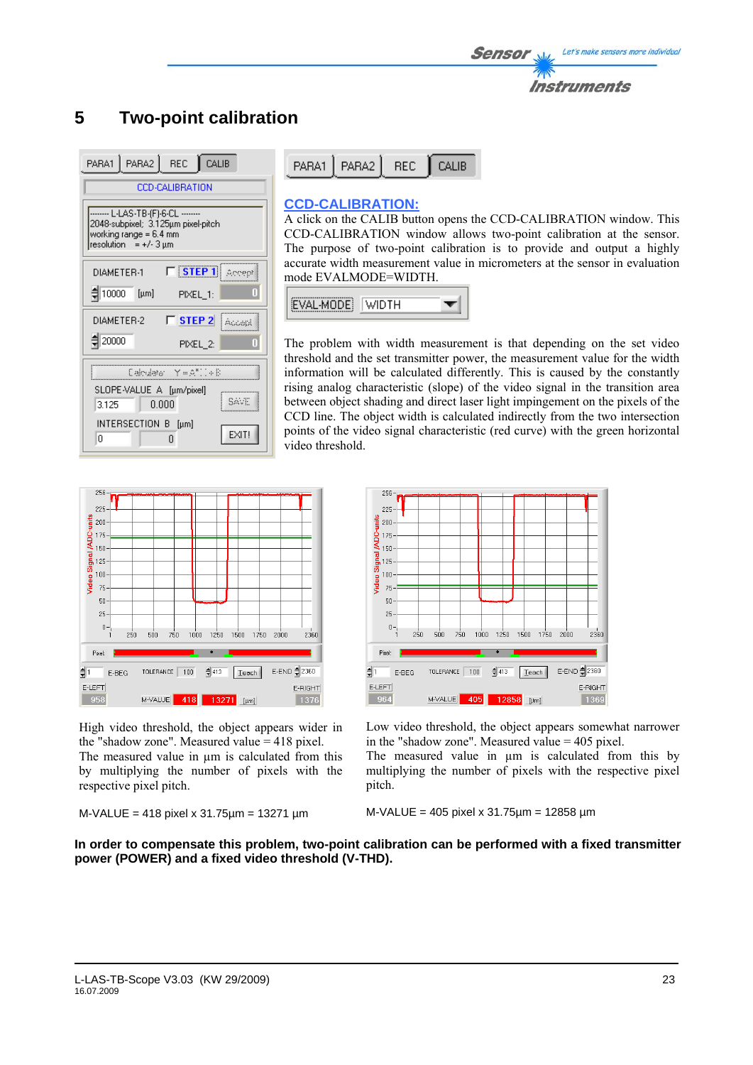# 5 Two-point calibration

**CCD-CALIBRATION:**

A click on the CALIB button opens the CCD-CALIBRATION window. This CCD-CALIBRATION window allows two-point calibration at the sensor. The purpose of two-point calibration is to provide and output a highly accurate width measurement value in micrometers at the sensor in evaluation mode EVALMODE=WIDTH.

The problem with width measurement is that depending on the set video threshold and the set transmitter power, the measurement value for the width information will be calculated differently. This is caused by the constantly rising analog characteristic (slope) of the video signal in the transition area between object shading and direct laser light impingement on the pixels of the CCD line. The object width is calculated indirectly from the two intersection points of the video signal characteristic (red curve) with the green horizontal video threshold.

High video threshold, the object appears wider in the "shadow zone". Measured value = 418 pixel.
The measured value in µm is calculated from this by multiplying the number of pixels with the respective pixel pitch.

M-VALUE = 418 pixel x 31.75µm = 13271 µm

Low video threshold, the object appears somewhat narrower in the "shadow zone". Measured value = 405 pixel.
The measured value in µm is calculated from this by multiplying the number of pixels with the respective pixel pitch.

M-VALUE = 405 pixel x 31.75µm = 12858 µm

**In order to compensate this problem, two-point calibration can be performed with a fixed transmitter power (POWER) and a fixed video threshold (V-THD).**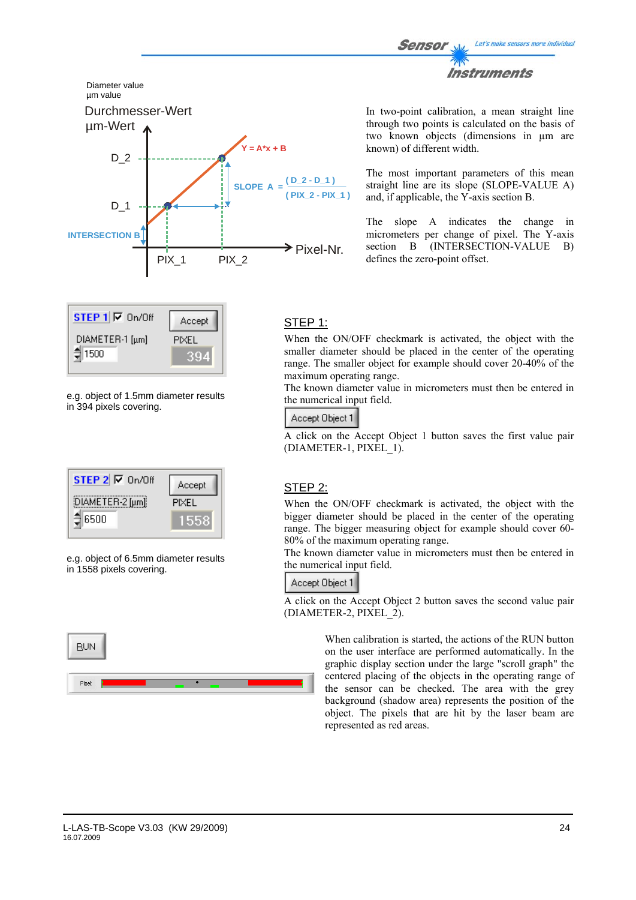Diameter value
µm value

Durchmesser-Wert
µm-Wert

D_2

D_1

INTERSECTION B

PIX_1 PIX_2 Pixel-Nr.

Y = A*x + B

SLOPE A = ( D_2 - D_1 ) / ( PIX_2 - PIX_1 )

In two-point calibration, a mean straight line through two points is calculated on the basis of two known objects (dimensions in µm are known) of different width.

The most important parameters of this mean straight line are its slope (SLOPE-VALUE A) and, if applicable, the Y-axis section B.

The slope A indicates the change in micrometers per change of pixel. The Y-axis section B (INTERSECTION-VALUE B) defines the zero-point offset.

STEP 1 ☑ On/Off Accept
DIAMETER-1 [µm] PIXEL
1500 394

e.g. object of 1.5mm diameter results in 394 pixels covering.

## STEP 1:

When the ON/OFF checkmark is activated, the object with the smaller diameter should be placed in the center of the operating range. The smaller object for example should cover 20-40% of the maximum operating range.
The known diameter value in micrometers must then be entered in the numerical input field.

Accept Object 1

A click on the Accept Object 1 button saves the first value pair (DIAMETER-1, PIXEL_1).

STEP 2 ☑ On/Off Accept
DIAMETER-2 [µm] PIXEL
6500 1558

e.g. object of 6.5mm diameter results in 1558 pixels covering.

## STEP 2:

When the ON/OFF checkmark is activated, the object with the bigger diameter should be placed in the center of the operating range. The bigger measuring object for example should cover 60-80% of the maximum operating range.
The known diameter value in micrometers must then be entered in the numerical input field.

Accept Object 1

A click on the Accept Object 2 button saves the second value pair (DIAMETER-2, PIXEL_2).

RUN

Pixel

When calibration is started, the actions of the RUN button on the user interface are performed automatically. In the graphic display section under the large "scroll graph" the centered placing of the objects in the operating range of the sensor can be checked. The area with the grey background (shadow area) represents the position of the object. The pixels that are hit by the laser beam are represented as red areas.

L-LAS-TB-Scope V3.03 (KW 29/2009)
16.07.2009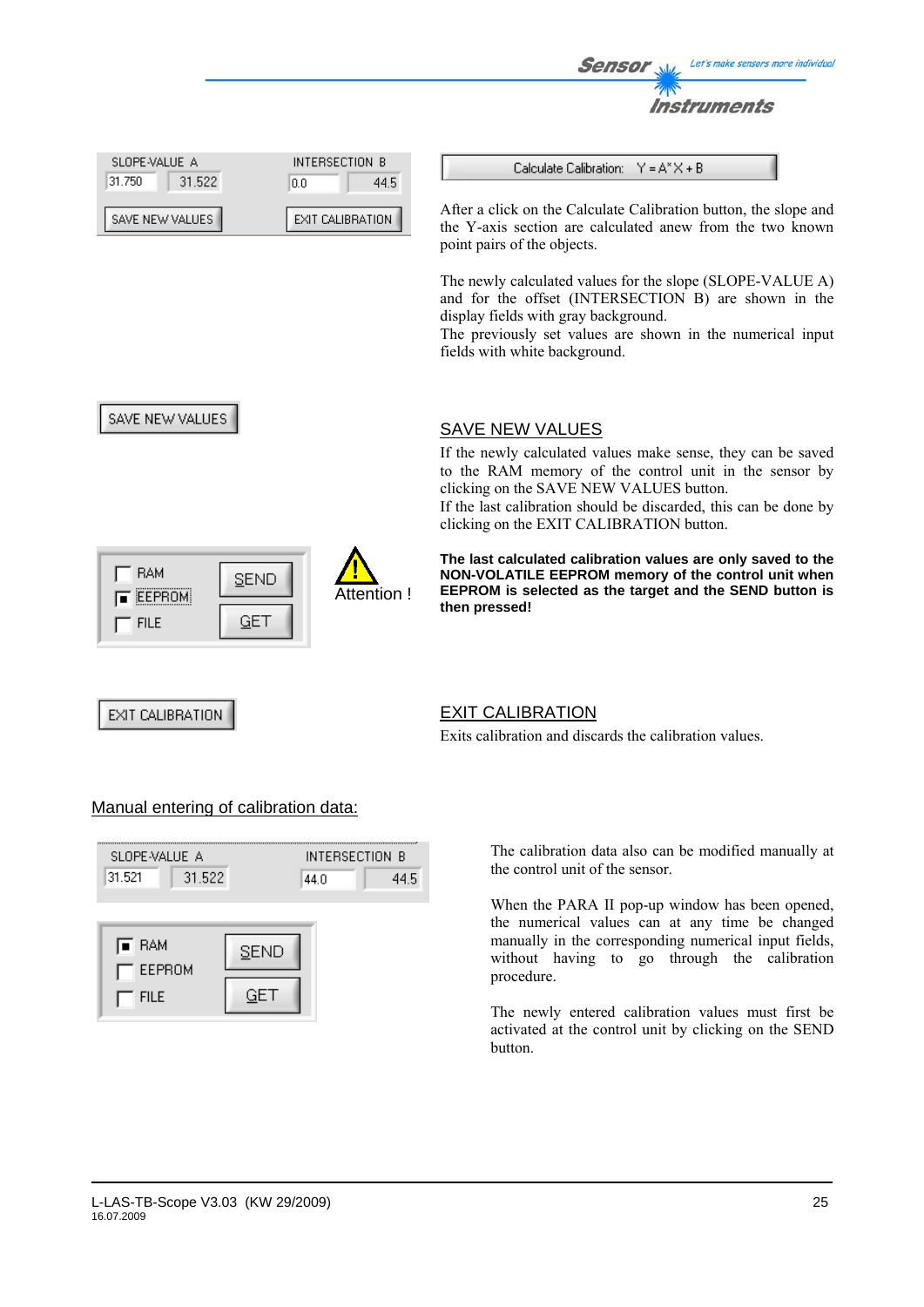SLOPE-VALUE A | INTERSECTION B
31.750 | 31.522 | 0.0 | 44.5
SAVE NEW VALUES | EXIT CALIBRATION

Calculate Calibration: Y = A*X + B

After a click on the Calculate Calibration button, the slope and the Y-axis section are calculated anew from the two known point pairs of the objects.

The newly calculated values for the slope (SLOPE-VALUE A) and for the offset (INTERSECTION B) are shown in the display fields with gray background.
The previously set values are shown in the numerical input fields with white background.

SAVE NEW VALUES

## SAVE NEW VALUES

If the newly calculated values make sense, they can be saved to the RAM memory of the control unit in the sensor by clicking on the SAVE NEW VALUES button.
If the last calibration should be discarded, this can be done by clicking on the EXIT CALIBRATION button.

RAM
EEPROM
FILE
SEND
GET

Attention !

**The last calculated calibration values are only saved to the NON-VOLATILE EEPROM memory of the control unit when EEPROM is selected as the target and the SEND button is then pressed!**

EXIT CALIBRATION

## EXIT CALIBRATION

Exits calibration and discards the calibration values.

## Manual entering of calibration data:

SLOPE-VALUE A | INTERSECTION B
31.521 | 31.522 | 44.0 | 44.5

RAM
EEPROM
FILE
SEND
GET

The calibration data also can be modified manually at the control unit of the sensor.

When the PARA II pop-up window has been opened, the numerical values can at any time be changed manually in the corresponding numerical input fields, without having to go through the calibration procedure.

The newly entered calibration values must first be activated at the control unit by clicking on the SEND button.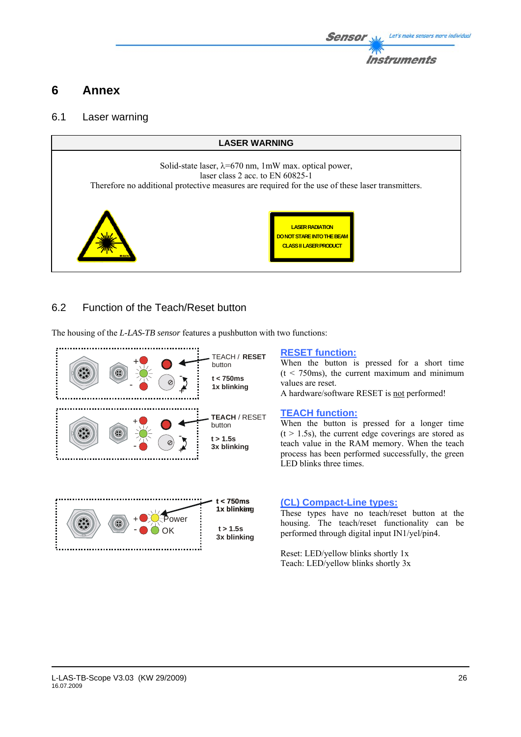# 6 Annex

## 6.1 Laser warning

| LASER WARNING |
|---|
| Solid-state laser, λ=670 nm, 1mW max. optical power,<br>laser class 2 acc. to EN 60825-1<br>Therefore no additional protective measures are required for the use of these laser transmitters. |
| LASER RADIATION<br>DO NOT STARE INTO THE BEAM<br>CLASS II LASER PRODUCT |

## 6.2 Function of the Teach/Reset button

The housing of the *L-LAS-TB sensor* features a pushbutton with two functions:

TEACH / **RESET** button
t < 750ms
1x blinking

**TEACH** / RESET button
t > 1.5s
3x blinking

**RESET function:**
When the button is pressed for a short time (t < 750ms), the current maximum and minimum values are reset.
A hardware/software RESET is not performed!

**TEACH function:**
When the button is pressed for a longer time (t > 1.5s), the current edge coverings are stored as teach value in the RAM memory. When the teach process has been performed successfully, the green LED blinks three times.

Power
OK
t < 750ms
1x blinking
t > 1.5s
3x blinking

**(CL) Compact-Line types:**
These types have no teach/reset button at the housing. The teach/reset functionality can be performed through digital input IN1/yel/pin4.

Reset: LED/yellow blinks shortly 1x
Teach: LED/yellow blinks shortly 3x

L-LAS-TB-Scope V3.03 (KW 29/2009)
16.07.2009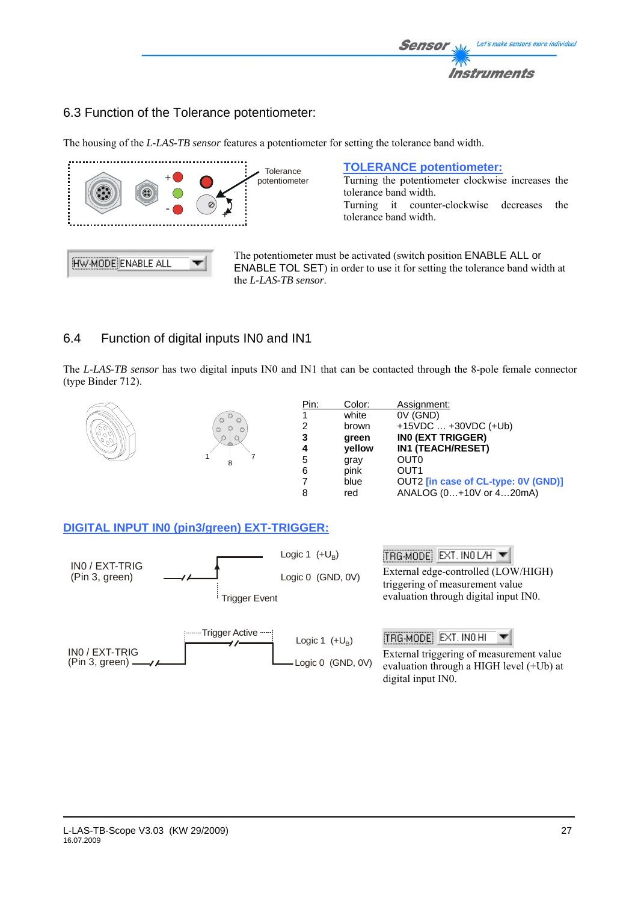## 6.3 Function of the Tolerance potentiometer:

The housing of the *L-LAS-TB sensor* features a potentiometer for setting the tolerance band width.

Tolerance potentiometer

**TOLERANCE potentiometer:**

Turning the potentiometer clockwise increases the tolerance band width.

Turning it counter-clockwise decreases the tolerance band width.

HW-MODE ENABLE ALL

The potentiometer must be activated (switch position ENABLE ALL or ENABLE TOL SET) in order to use it for setting the tolerance band width at the *L-LAS-TB sensor*.

## 6.4 Function of digital inputs IN0 and IN1

The *L-LAS-TB sensor* has two digital inputs IN0 and IN1 that can be contacted through the 8-pole female connector (type Binder 712).

| Pin: | Color: | Assignment: |
|---|---|---|
| 1 | white | 0V (GND) |
| 2 | brown | +15VDC … +30VDC (+Ub) |
| **3** | **green** | **IN0 (EXT TRIGGER)** |
| **4** | **yellow** | **IN1 (TEACH/RESET)** |
| 5 | gray | OUT0 |
| 6 | pink | OUT1 |
| 7 | blue | OUT2 [in case of CL-type: 0V (GND)] |
| 8 | red | ANALOG (0…+10V or 4…20mA) |

**DIGITAL INPUT IN0 (pin3/green) EXT-TRIGGER:**

IN0 / EXT-TRIG (Pin 3, green)

Logic 1 $(+U_B)$

Logic 0 (GND, 0V)

Trigger Event

TRG-MODE EXT. IN0 L/H

External edge-controlled (LOW/HIGH) triggering of measurement value evaluation through digital input IN0.

IN0 / EXT-TRIG (Pin 3, green)

Trigger Active

Logic 1 $(+U_B)$

Logic 0 (GND, 0V)

TRG-MODE EXT. IN0 HI

External triggering of measurement value evaluation through a HIGH level (+Ub) at digital input IN0.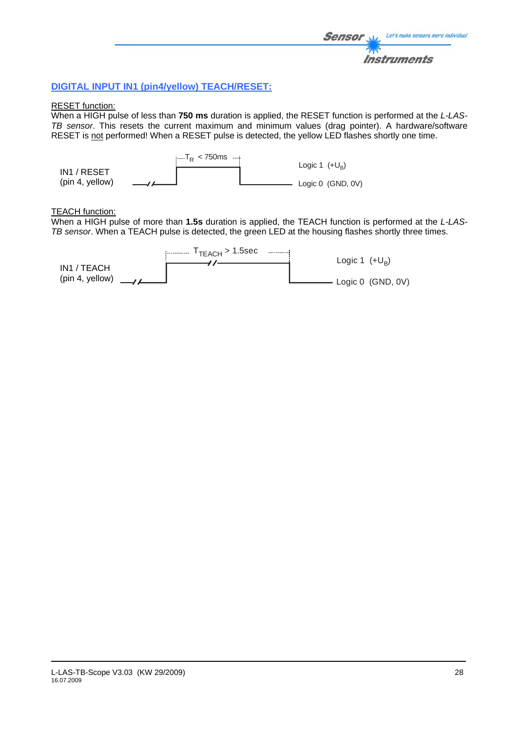## DIGITAL INPUT IN1 (pin4/yellow) TEACH/RESET:

RESET function:
When a HIGH pulse of less than **750 ms** duration is applied, the RESET function is performed at the *L-LAS-TB sensor*. This resets the current maximum and minimum values (drag pointer). A hardware/software RESET is not performed! When a RESET pulse is detected, the yellow LED flashes shortly one time.

IN1 / RESET
(pin 4, yellow)

$T_R$ < 750ms

Logic 1 (+$U_B$)

Logic 0 (GND, 0V)

TEACH function:
When a HIGH pulse of more than **1.5s** duration is applied, the TEACH function is performed at the *L-LAS-TB sensor*. When a TEACH pulse is detected, the green LED at the housing flashes shortly three times.

IN1 / TEACH
(pin 4, yellow)

$T_{TEACH}$ > 1.5sec

Logic 1 (+$U_B$)

Logic 0 (GND, 0V)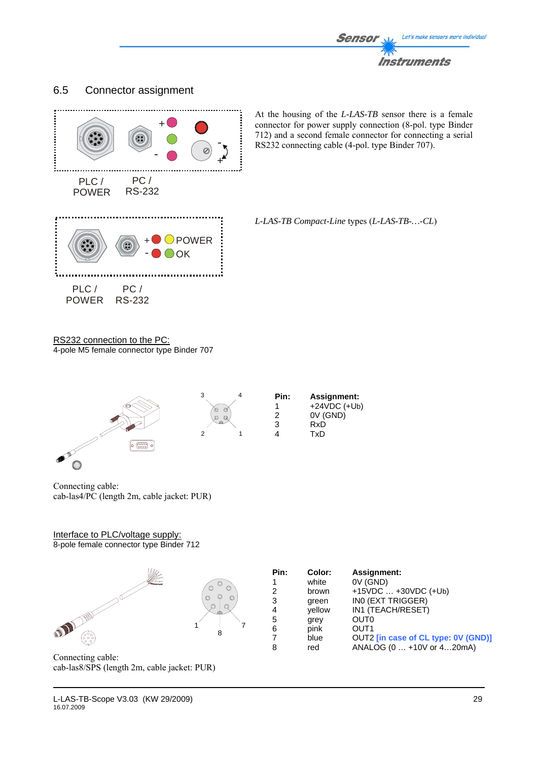## 6.5 Connector assignment

PLC / POWER  PC / RS-232

At the housing of the *L-LAS-TB* sensor there is a female connector for power supply connection (8-pol. type Binder 712) and a second female connector for connecting a serial RS232 connecting cable (4-pol. type Binder 707).

POWER  OK

PLC / POWER  PC / RS-232

*L-LAS-TB Compact-Line* types (*L-LAS-TB-…-CL*)

RS232 connection to the PC:
4-pole M5 female connector type Binder 707

| Pin: | Assignment: |
|---|---|
| 1 | +24VDC (+Ub) |
| 2 | 0V (GND) |
| 3 | RxD |
| 4 | TxD |

Connecting cable:
cab-las4/PC (length 2m, cable jacket: PUR)

Interface to PLC/voltage supply:
8-pole female connector type Binder 712

| Pin: | Color: | Assignment: |
|---|---|---|
| 1 | white | 0V (GND) |
| 2 | brown | +15VDC … +30VDC (+Ub) |
| 3 | green | IN0 (EXT TRIGGER) |
| 4 | yellow | IN1 (TEACH/RESET) |
| 5 | grey | OUT0 |
| 6 | pink | OUT1 |
| 7 | blue | OUT2 **[in case of CL type: 0V (GND)]** |
| 8 | red | ANALOG (0 … +10V or 4…20mA) |

Connecting cable:
cab-las8/SPS (length 2m, cable jacket: PUR)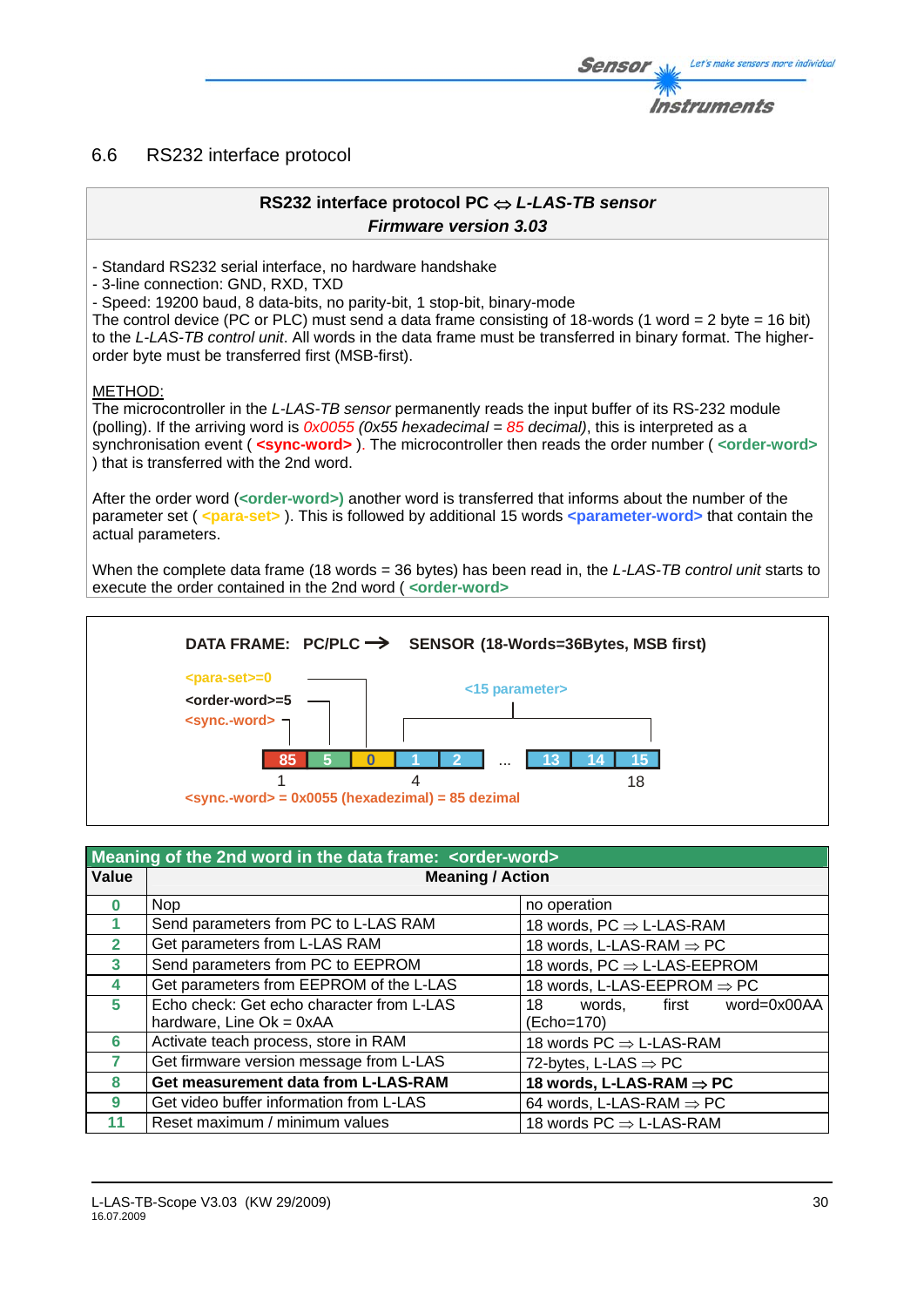## 6.6 RS232 interface protocol

**RS232 interface protocol PC ⇔ *L-LAS-TB sensor***
***Firmware version 3.03***

- Standard RS232 serial interface, no hardware handshake
- 3-line connection: GND, RXD, TXD
- Speed: 19200 baud, 8 data-bits, no parity-bit, 1 stop-bit, binary-mode

The control device (PC or PLC) must send a data frame consisting of 18-words (1 word = 2 byte = 16 bit) to the *L-LAS-TB control unit*. All words in the data frame must be transferred in binary format. The higher-order byte must be transferred first (MSB-first).

METHOD:
The microcontroller in the *L-LAS-TB sensor* permanently reads the input buffer of its RS-232 module (polling). If the arriving word is *0x0055 (0x55 hexadecimal = 85 decimal)*, this is interpreted as a synchronisation event ( **<sync-word>** ). The microcontroller then reads the order number ( **<order-word>** ) that is transferred with the 2nd word.

After the order word (**<order-word>)** another word is transferred that informs about the number of the parameter set ( **<para-set>** ). This is followed by additional 15 words **<parameter-word>** that contain the actual parameters.

When the complete data frame (18 words = 36 bytes) has been read in, the *L-LAS-TB control unit* starts to execute the order contained in the 2nd word ( **<order-word>**

**DATA FRAME: PC/PLC → SENSOR (18-Words=36Bytes, MSB first)**

<para-set>=0
<order-word>=5
<sync.-word>
<15 parameter>

| 85 | 5 | 0 | 1 | 2 | ... | 13 | 14 | 15 |
|---|---|---|---|---|---|---|---|---|
| 1 | | | 4 | | | | | 18 |

**<sync.-word> = 0x0055 (hexadezimal) = 85 dezimal**

| **Meaning of the 2nd word in the data frame: <order-word>** | | |
|---|---|---|
| **Value** | **Meaning / Action** | |
| 0 | Nop | no operation |
| 1 | Send parameters from PC to L-LAS RAM | 18 words, PC ⇒ L-LAS-RAM |
| 2 | Get parameters from L-LAS RAM | 18 words, L-LAS-RAM ⇒ PC |
| 3 | Send parameters from PC to EEPROM | 18 words, PC ⇒ L-LAS-EEPROM |
| 4 | Get parameters from EEPROM of the L-LAS | 18 words, L-LAS-EEPROM ⇒ PC |
| 5 | Echo check: Get echo character from L-LAS hardware, Line Ok = 0xAA | 18 words, first word=0x00AA (Echo=170) |
| 6 | Activate teach process, store in RAM | 18 words PC ⇒ L-LAS-RAM |
| 7 | Get firmware version message from L-LAS | 72-bytes, L-LAS ⇒ PC |
| 8 | **Get measurement data from L-LAS-RAM** | **18 words, L-LAS-RAM ⇒ PC** |
| 9 | Get video buffer information from L-LAS | 64 words, L-LAS-RAM ⇒ PC |
| 11 | Reset maximum / minimum values | 18 words PC ⇒ L-LAS-RAM |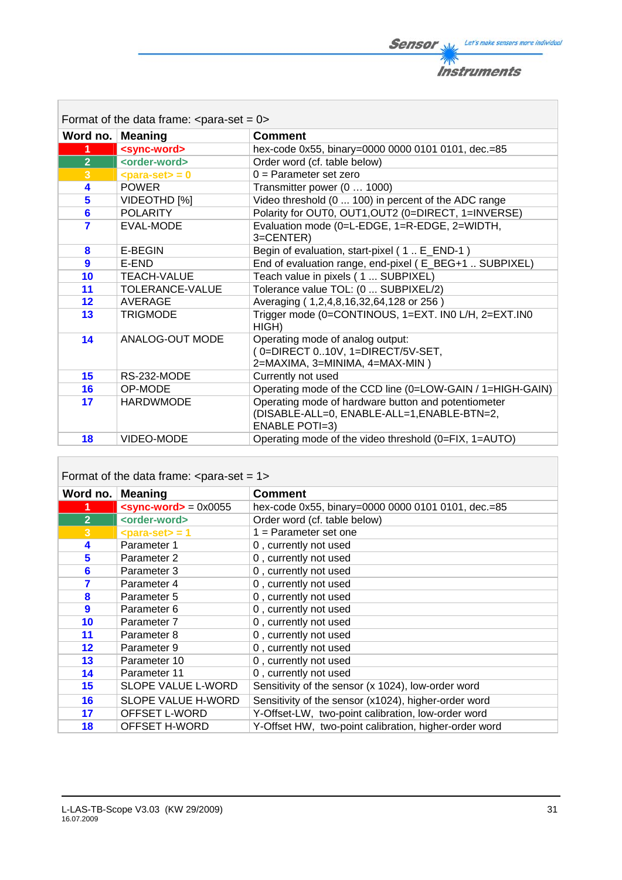Format of the data frame: <para-set = 0>

| Word no. | Meaning | Comment |
|---|---|---|
| 1 | <sync-word> | hex-code 0x55, binary=0000 0000 0101 0101, dec.=85 |
| 2 | <order-word> | Order word (cf. table below) |
| 3 | <para-set> = 0 | 0 = Parameter set zero |
| 4 | POWER | Transmitter power (0 … 1000) |
| 5 | VIDEOTHD [%] | Video threshold (0 ... 100) in percent of the ADC range |
| 6 | POLARITY | Polarity for OUT0, OUT1,OUT2 (0=DIRECT, 1=INVERSE) |
| 7 | EVAL-MODE | Evaluation mode (0=L-EDGE, 1=R-EDGE, 2=WIDTH, 3=CENTER) |
| 8 | E-BEGIN | Begin of evaluation, start-pixel ( 1 .. E_END-1 ) |
| 9 | E-END | End of evaluation range, end-pixel ( E_BEG+1 .. SUBPIXEL) |
| 10 | TEACH-VALUE | Teach value in pixels ( 1 ... SUBPIXEL) |
| 11 | TOLERANCE-VALUE | Tolerance value TOL: (0 ... SUBPIXEL/2) |
| 12 | AVERAGE | Averaging ( 1,2,4,8,16,32,64,128 or 256 ) |
| 13 | TRIGMODE | Trigger mode (0=CONTINOUS, 1=EXT. IN0 L/H, 2=EXT.IN0 HIGH) |
| 14 | ANALOG-OUT MODE | Operating mode of analog output: ( 0=DIRECT 0..10V, 1=DIRECT/5V-SET, 2=MAXIMA, 3=MINIMA, 4=MAX-MIN ) |
| 15 | RS-232-MODE | Currently not used |
| 16 | OP-MODE | Operating mode of the CCD line (0=LOW-GAIN / 1=HIGH-GAIN) |
| 17 | HARDWMODE | Operating mode of hardware button and potentiometer (DISABLE-ALL=0, ENABLE-ALL=1,ENABLE-BTN=2, ENABLE POTI=3) |
| 18 | VIDEO-MODE | Operating mode of the video threshold (0=FIX, 1=AUTO) |

Format of the data frame: <para-set = 1>

| Word no. | Meaning | Comment |
|---|---|---|
| 1 | <sync-word> = 0x0055 | hex-code 0x55, binary=0000 0000 0101 0101, dec.=85 |
| 2 | <order-word> | Order word (cf. table below) |
| 3 | <para-set> = 1 | 1 = Parameter set one |
| 4 | Parameter 1 | 0 , currently not used |
| 5 | Parameter 2 | 0 , currently not used |
| 6 | Parameter 3 | 0 , currently not used |
| 7 | Parameter 4 | 0 , currently not used |
| 8 | Parameter 5 | 0 , currently not used |
| 9 | Parameter 6 | 0 , currently not used |
| 10 | Parameter 7 | 0 , currently not used |
| 11 | Parameter 8 | 0 , currently not used |
| 12 | Parameter 9 | 0 , currently not used |
| 13 | Parameter 10 | 0 , currently not used |
| 14 | Parameter 11 | 0 , currently not used |
| 15 | SLOPE VALUE L-WORD | Sensitivity of the sensor (x 1024), low-order word |
| 16 | SLOPE VALUE H-WORD | Sensitivity of the sensor (x1024), higher-order word |
| 17 | OFFSET L-WORD | Y-Offset-LW, two-point calibration, low-order word |
| 18 | OFFSET H-WORD | Y-Offset HW, two-point calibration, higher-order word |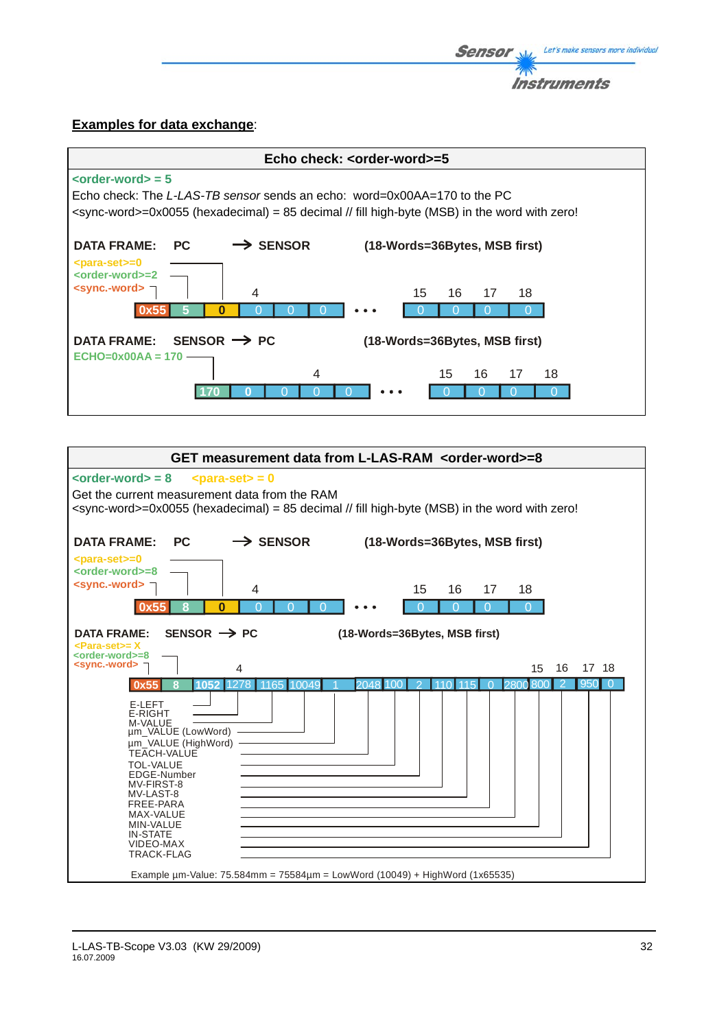**Examples for data exchange**:

## Echo check: <order-word>=5

<order-word> = 5

Echo check: The *L-LAS-TB sensor* sends an echo: word=0x00AA=170 to the PC

<sync-word>=0x0055 (hexadecimal) = 85 decimal // fill high-byte (MSB) in the word with zero!

**DATA FRAME: PC → SENSOR (18-Words=36Bytes, MSB first)**

<para-set>=0
<order-word>=2
<sync.-word>

| 0x55 | 5 | 0 | 0 | 0 | 0 | • • • | 0 | 0 | 0 | 0 |
|---|---|---|---|---|---|---|---|---|---|---|
| | | | 4 | | | | 15 | 16 | 17 | 18 |

**DATA FRAME: SENSOR → PC (18-Words=36Bytes, MSB first)**

ECHO=0x00AA = 170

| 170 | 0 | 0 | 0 | 0 | • • • | 0 | 0 | 0 | 0 |
|---|---|---|---|---|---|---|---|---|---|
| | | 4 | | | | 15 | 16 | 17 | 18 |

## GET measurement data from L-LAS-RAM <order-word>=8

<order-word> = 8 <para-set> = 0

Get the current measurement data from the RAM

<sync-word>=0x0055 (hexadecimal) = 85 decimal // fill high-byte (MSB) in the word with zero!

**DATA FRAME: PC → SENSOR (18-Words=36Bytes, MSB first)**

<para-set>=0
<order-word>=8
<sync.-word>

| 0x55 | 8 | 0 | 0 | 0 | 0 | • • • | 0 | 0 | 0 | 0 |
|---|---|---|---|---|---|---|---|---|---|---|
| | | | 4 | | | | 15 | 16 | 17 | 18 |

**DATA FRAME: SENSOR → PC (18-Words=36Bytes, MSB first)**

<Para-set>= X
<order-word>=8
<sync.-word>

| 0x55 | 8 | 1052 | 1278 | 1165 | 10049 | 1 | 2048 | 100 | 2 | 110 | 115 | 0 | 2800 | 800 | 2 | 950 | 0 |
|---|---|---|---|---|---|---|---|---|---|---|---|---|---|---|---|---|---|
| | | E-LEFT | E-RIGHT | M-VALUE | µm_VALUE (LowWord) | µm_VALUE (HighWord) | TEACH-VALUE | TOL-VALUE | EDGE-Number | MV-FIRST-8 | MV-LAST-8 | FREE-PARA | MAX-VALUE | MIN-VALUE | IN-STATE | VIDEO-MAX | TRACK-FLAG |

Example µm-Value: 75.584mm = 75584µm = LowWord (10049) + HighWord (1x65535)

L-LAS-TB-Scope V3.03 (KW 29/2009)
16.07.2009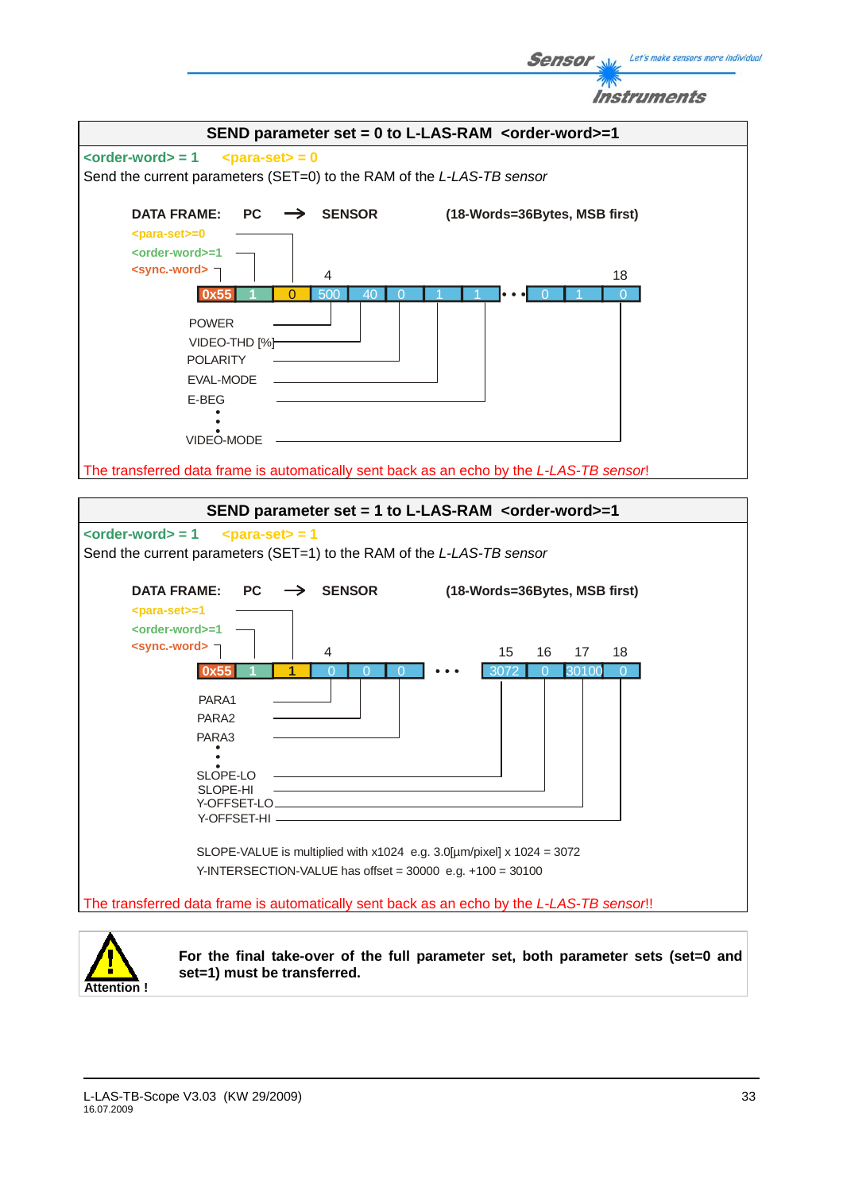## SEND parameter set = 0 to L-LAS-RAM <order-word>=1

**<order-word> = 1** **<para-set> = 0**

Send the current parameters (SET=0) to the RAM of the *L-LAS-TB sensor*

**DATA FRAME:** **PC** → **SENSOR** **(18-Words=36Bytes, MSB first)**

<para-set>=0
<order-word>=1
<sync.-word>

| 0x55 | 1 | 0 | 500 | 40 | 0 | 1 | 1 | • • • | 0 | 1 | 0 |
|---|---|---|---|---|---|---|---|---|---|---|---|

Word 4: POWER
VIDEO-THD [%]
POLARITY
EVAL-MODE
E-BEG
•
•
•
Word 18: VIDEO-MODE

The transferred data frame is automatically sent back as an echo by the *L-LAS-TB sensor*!

## SEND parameter set = 1 to L-LAS-RAM <order-word>=1

**<order-word> = 1** **<para-set> = 1**

Send the current parameters (SET=1) to the RAM of the *L-LAS-TB sensor*

**DATA FRAME:** **PC** → **SENSOR** **(18-Words=36Bytes, MSB first)**

<para-set>=1
<order-word>=1
<sync.-word>

| 0x55 | 1 | 1 | 0 | 0 | 0 | • • • | 3072 | 0 | 30100 | 0 |
|---|---|---|---|---|---|---|---|---|---|---|

Word 4: PARA1
PARA2
PARA3
•
•
•
Word 15: SLOPE-LO
Word 16: SLOPE-HI
Word 17: Y-OFFSET-LO
Word 18: Y-OFFSET-HI

SLOPE-VALUE is multiplied with x1024 e.g. 3.0[µm/pixel] x 1024 = 3072
Y-INTERSECTION-VALUE has offset = 30000 e.g. +100 = 30100

The transferred data frame is automatically sent back as an echo by the *L-LAS-TB sensor*!!

**Attention !**

**For the final take-over of the full parameter set, both parameter sets (set=0 and set=1) must be transferred.**

L-LAS-TB-Scope V3.03 (KW 29/2009)
16.07.2009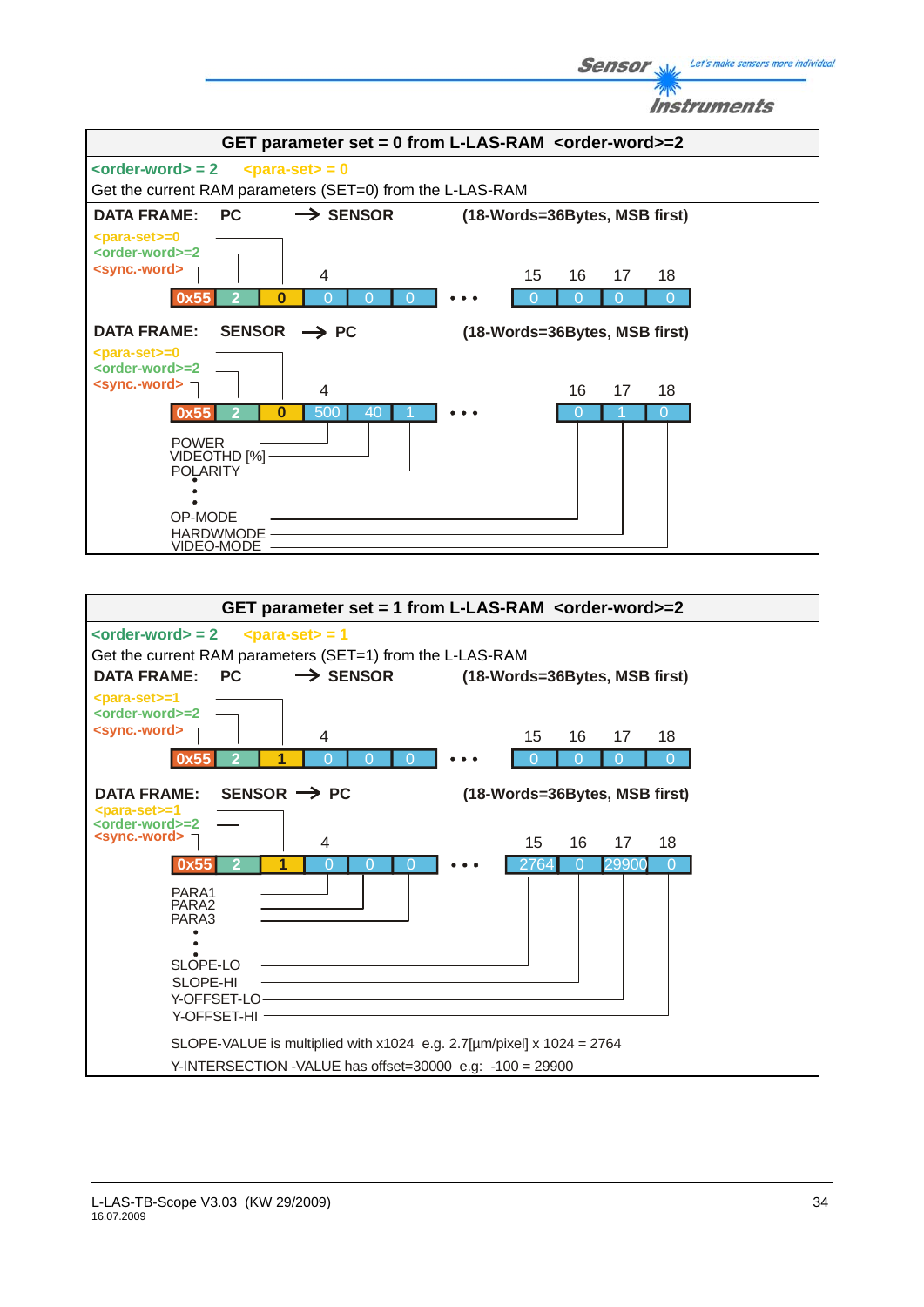## GET parameter set = 0 from L-LAS-RAM <order-word>=2

<order-word> = 2 <para-set> = 0

Get the current RAM parameters (SET=0) from the L-LAS-RAM

**DATA FRAME: PC → SENSOR (18-Words=36Bytes, MSB first)**

<para-set>=0
<order-word>=2
<sync.-word>

| 0x55 | 2 | 0 | 0 | 0 | 0 | • • • | 0 | 0 | 0 | 0 |
|---|---|---|---|---|---|---|---|---|---|---|
| | | | 4 | | | | 15 | 16 | 17 | 18 |

**DATA FRAME: SENSOR → PC (18-Words=36Bytes, MSB first)**

<para-set>=0
<order-word>=2
<sync.-word>

| 0x55 | 2 | 0 | 500 | 40 | 1 | • • • | 0 | 1 | 0 |
|---|---|---|---|---|---|---|---|---|---|
| | | | 4 | | | | 16 | 17 | 18 |

POWER
VIDEOTHD [%]
POLARITY
•
•
OP-MODE
HARDWMODE
VIDEO-MODE

## GET parameter set = 1 from L-LAS-RAM <order-word>=2

<order-word> = 2 <para-set> = 1

Get the current RAM parameters (SET=1) from the L-LAS-RAM

**DATA FRAME: PC → SENSOR (18-Words=36Bytes, MSB first)**

<para-set>=1
<order-word>=2
<sync.-word>

| 0x55 | 2 | 1 | 0 | 0 | 0 | • • • | 0 | 0 | 0 | 0 |
|---|---|---|---|---|---|---|---|---|---|---|
| | | | 4 | | | | 15 | 16 | 17 | 18 |

**DATA FRAME: SENSOR → PC (18-Words=36Bytes, MSB first)**

<para-set>=1
<order-word>=2
<sync.-word>

| 0x55 | 2 | 1 | 0 | 0 | 0 | • • • | 2764 | 0 | 29900 | 0 |
|---|---|---|---|---|---|---|---|---|---|---|
| | | | 4 | | | | 15 | 16 | 17 | 18 |

PARA1
PARA2
PARA3
•
•
SLOPE-LO
SLOPE-HI
Y-OFFSET-LO
Y-OFFSET-HI

SLOPE-VALUE is multiplied with x1024 e.g. 2.7[µm/pixel] x 1024 = 2764

Y-INTERSECTION -VALUE has offset=30000 e.g: -100 = 29900

L-LAS-TB-Scope V3.03 (KW 29/2009)
16.07.2009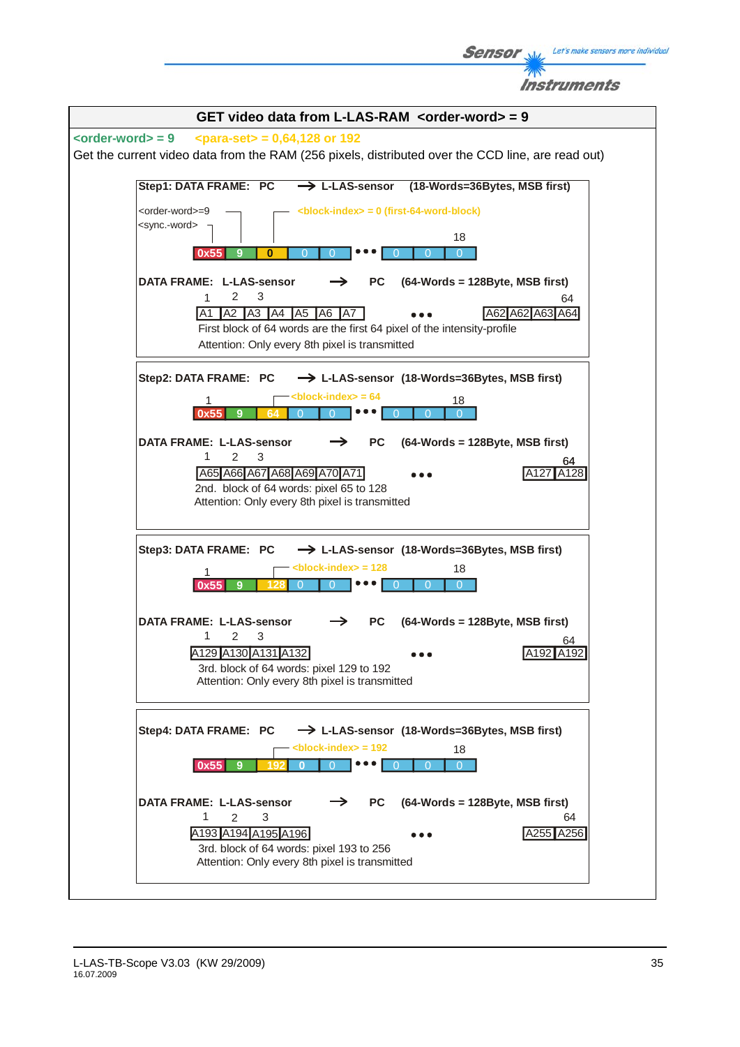## GET video data from L-LAS-RAM <order-word> = 9

<order-word> = 9 <para-set> = 0,64,128 or 192

Get the current video data from the RAM (256 pixels, distributed over the CCD line, are read out)

**Step1: DATA FRAME: PC → L-LAS-sensor (18-Words=36Bytes, MSB first)**

<order-word>=9

<sync.-word>

<block-index> = 0 (first-64-word-block)

18

| 0x55 | 9 | 0 | 0 | 0 | ••• | 0 | 0 | 0 |
|---|---|---|---|---|---|---|---|---|

**DATA FRAME: L-LAS-sensor → PC (64-Words = 128Byte, MSB first)**

1 2 3 64

| A1 | A2 | A3 | A4 | A5 | A6 | A7 | ••• | A62 | A62 | A63 | A64 |
|---|---|---|---|---|---|---|---|---|---|---|---|

First block of 64 words are the first 64 pixel of the intensity-profile

Attention: Only every 8th pixel is transmitted

**Step2: DATA FRAME: PC → L-LAS-sensor (18-Words=36Bytes, MSB first)**

1 <block-index> = 64 18

| 0x55 | 9 | 64 | 0 | 0 | ••• | 0 | 0 | 0 |
|---|---|---|---|---|---|---|---|---|

**DATA FRAME: L-LAS-sensor → PC (64-Words = 128Byte, MSB first)**

1 2 3 64

| A65 | A66 | A67 | A68 | A69 | A70 | A71 | ••• | A127 | A128 |
|---|---|---|---|---|---|---|---|---|---|

2nd. block of 64 words: pixel 65 to 128

Attention: Only every 8th pixel is transmitted

**Step3: DATA FRAME: PC → L-LAS-sensor (18-Words=36Bytes, MSB first)**

1 <block-index> = 128 18

| 0x55 | 9 | 128 | 0 | 0 | ••• | 0 | 0 | 0 |
|---|---|---|---|---|---|---|---|---|

**DATA FRAME: L-LAS-sensor → PC (64-Words = 128Byte, MSB first)**

1 2 3 64

| A129 | A130 | A131 | A132 | ••• | A192 | A192 |
|---|---|---|---|---|---|---|

3rd. block of 64 words: pixel 129 to 192

Attention: Only every 8th pixel is transmitted

**Step4: DATA FRAME: PC → L-LAS-sensor (18-Words=36Bytes, MSB first)**

<block-index> = 192 18

| 0x55 | 9 | 192 | 0 | 0 | ••• | 0 | 0 | 0 |
|---|---|---|---|---|---|---|---|---|

**DATA FRAME: L-LAS-sensor → PC (64-Words = 128Byte, MSB first)**

1 2 3 64

| A193 | A194 | A195 | A196 | ••• | A255 | A256 |
|---|---|---|---|---|---|---|

3rd. block of 64 words: pixel 193 to 256

Attention: Only every 8th pixel is transmitted